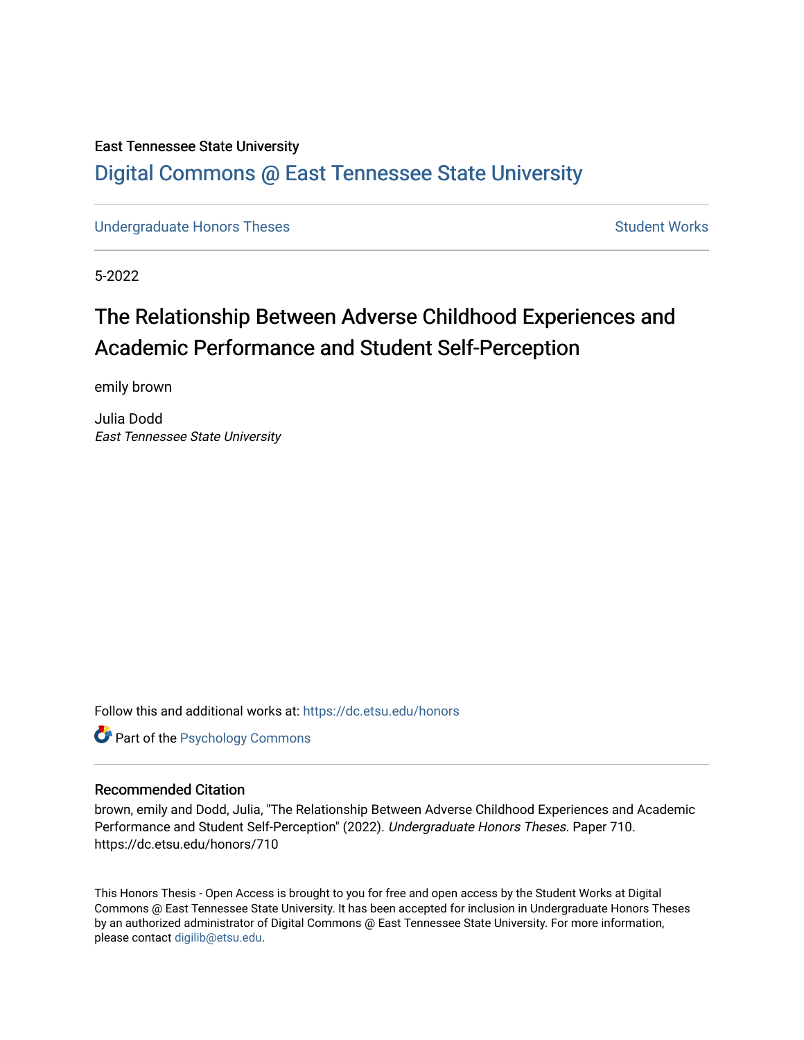East Tennessee State University

# Digital Commons @ East Tennessee State University

Undergraduate Honors Theses | Student Works

5-2022

## The Relationship Between Adverse Childhood Experiences and Academic Performance and Student Self-Perception

emily brown

Julia Dodd
*East Tennessee State University*

Follow this and additional works at: https://dc.etsu.edu/honors

Part of the Psychology Commons

### Recommended Citation

brown, emily and Dodd, Julia, "The Relationship Between Adverse Childhood Experiences and Academic Performance and Student Self-Perception" (2022). *Undergraduate Honors Theses.* Paper 710. https://dc.etsu.edu/honors/710

This Honors Thesis - Open Access is brought to you for free and open access by the Student Works at Digital Commons @ East Tennessee State University. It has been accepted for inclusion in Undergraduate Honors Theses by an authorized administrator of Digital Commons @ East Tennessee State University. For more information, please contact digilib@etsu.edu.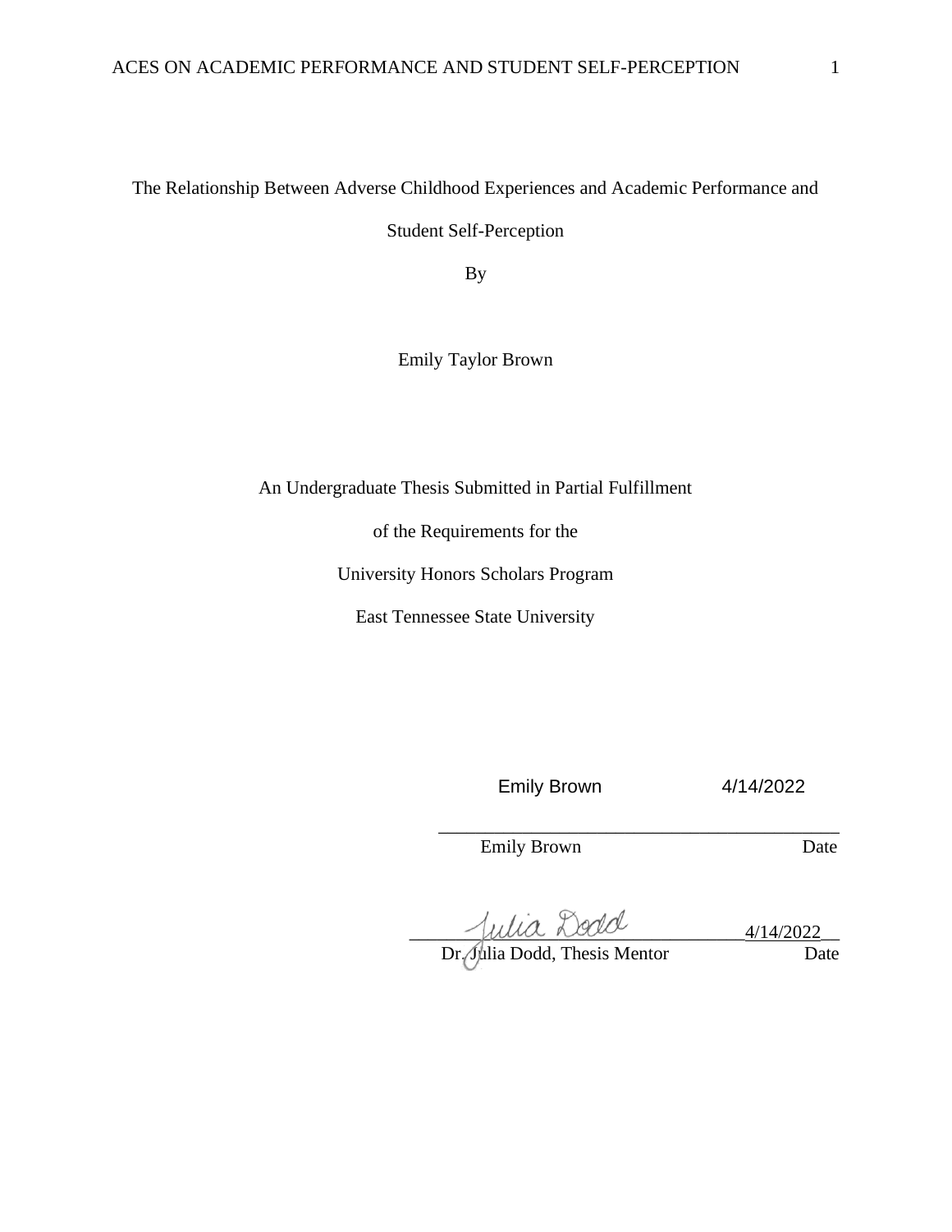The Relationship Between Adverse Childhood Experiences and Academic Performance and Student Self-Perception

By

Emily Taylor Brown

An Undergraduate Thesis Submitted in Partial Fulfillment

of the Requirements for the

University Honors Scholars Program

East Tennessee State University

Emily Brown 4/14/2022

_______________________________________

Emily Brown Date

Julia Dodd ___________________ 4/14/2022

Dr. Julia Dodd, Thesis Mentor Date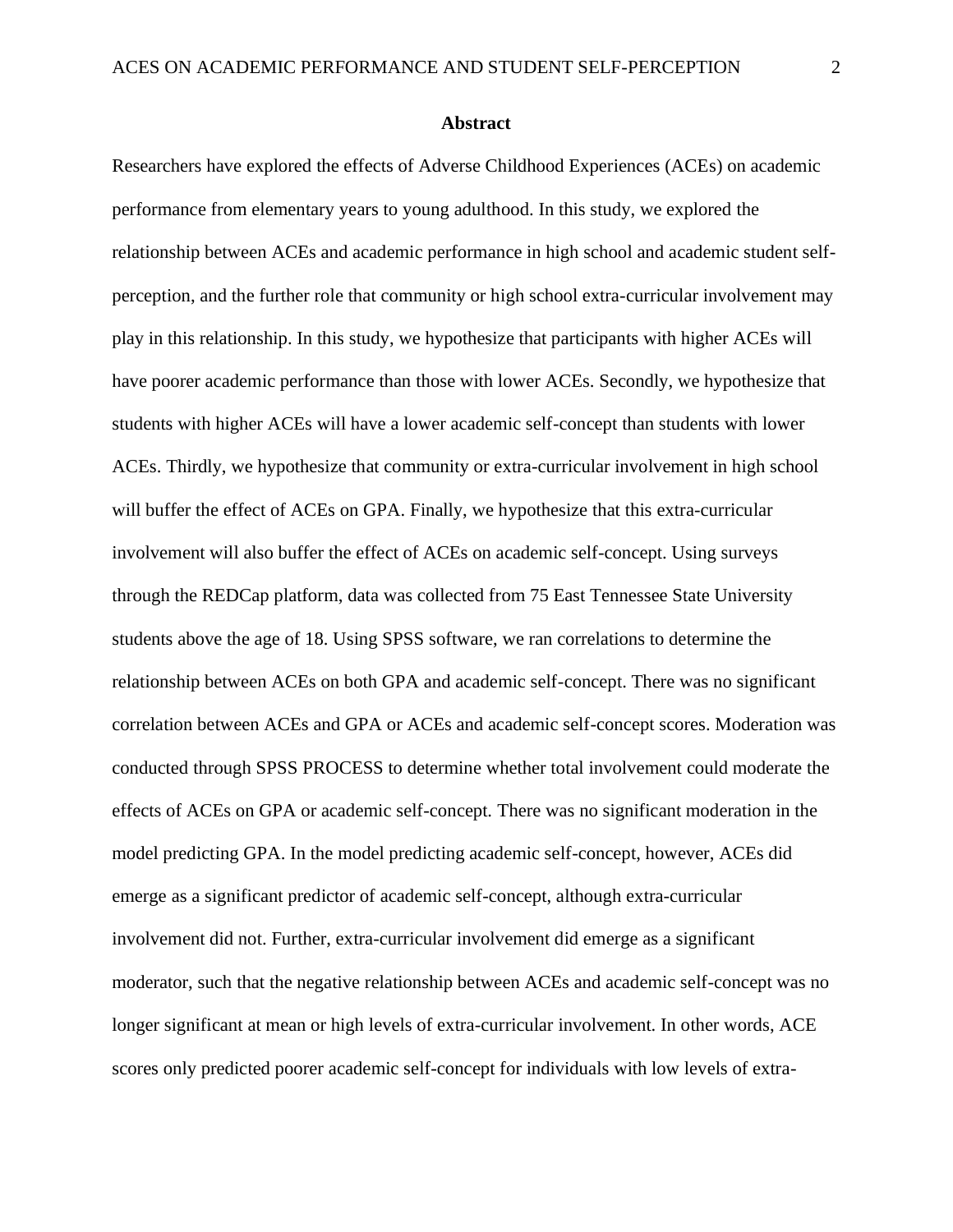## Abstract

Researchers have explored the effects of Adverse Childhood Experiences (ACEs) on academic performance from elementary years to young adulthood. In this study, we explored the relationship between ACEs and academic performance in high school and academic student self-perception, and the further role that community or high school extra-curricular involvement may play in this relationship. In this study, we hypothesize that participants with higher ACEs will have poorer academic performance than those with lower ACEs. Secondly, we hypothesize that students with higher ACEs will have a lower academic self-concept than students with lower ACEs. Thirdly, we hypothesize that community or extra-curricular involvement in high school will buffer the effect of ACEs on GPA. Finally, we hypothesize that this extra-curricular involvement will also buffer the effect of ACEs on academic self-concept. Using surveys through the REDCap platform, data was collected from 75 East Tennessee State University students above the age of 18. Using SPSS software, we ran correlations to determine the relationship between ACEs on both GPA and academic self-concept. There was no significant correlation between ACEs and GPA or ACEs and academic self-concept scores. Moderation was conducted through SPSS PROCESS to determine whether total involvement could moderate the effects of ACEs on GPA or academic self-concept. There was no significant moderation in the model predicting GPA. In the model predicting academic self-concept, however, ACEs did emerge as a significant predictor of academic self-concept, although extra-curricular involvement did not. Further, extra-curricular involvement did emerge as a significant moderator, such that the negative relationship between ACEs and academic self-concept was no longer significant at mean or high levels of extra-curricular involvement. In other words, ACE scores only predicted poorer academic self-concept for individuals with low levels of extra-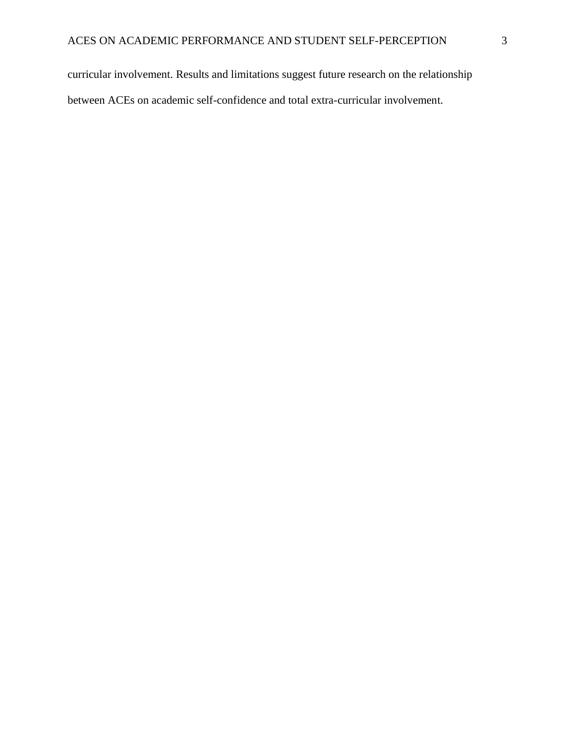curricular involvement. Results and limitations suggest future research on the relationship between ACEs on academic self-confidence and total extra-curricular involvement.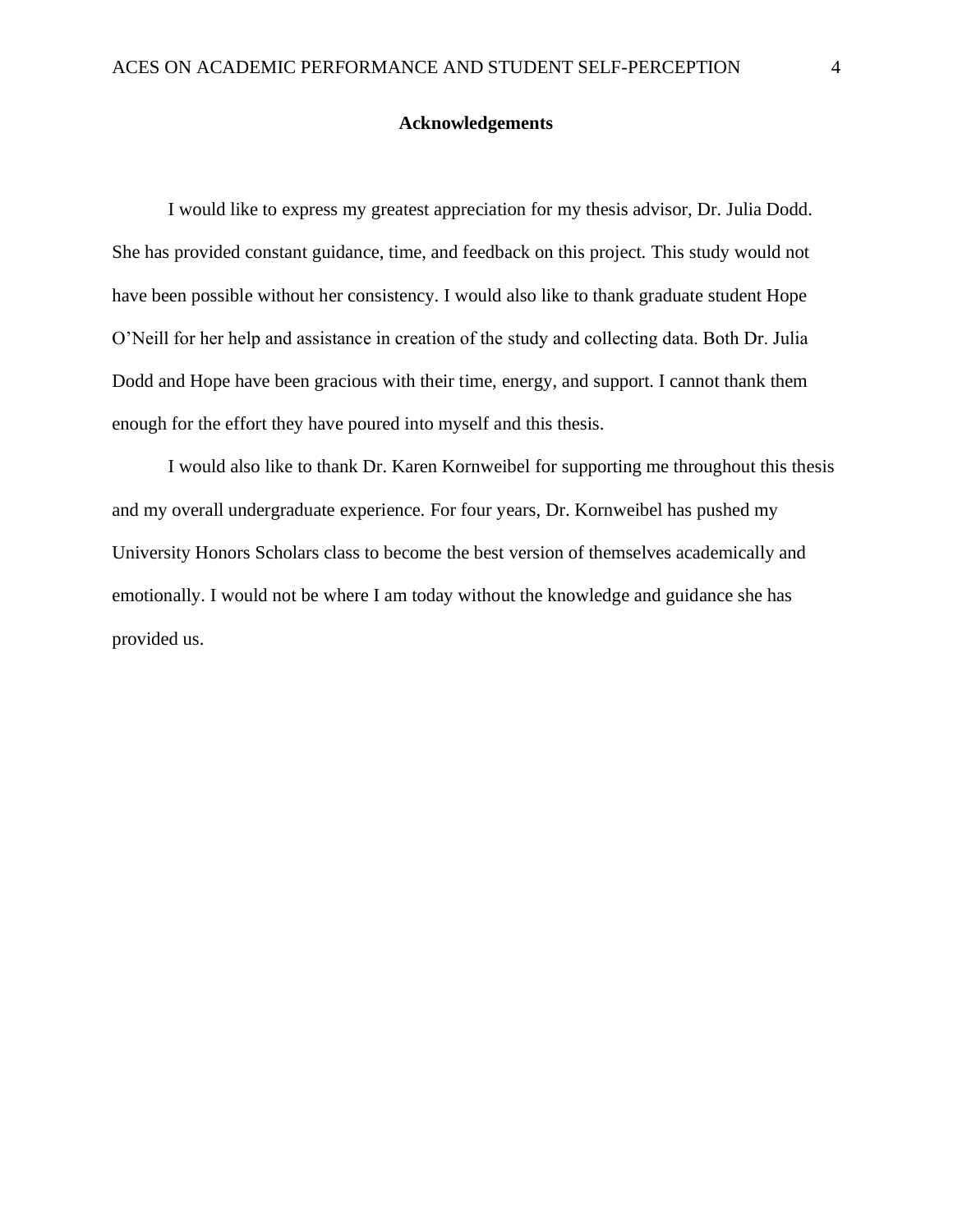## Acknowledgements

I would like to express my greatest appreciation for my thesis advisor, Dr. Julia Dodd. She has provided constant guidance, time, and feedback on this project. This study would not have been possible without her consistency. I would also like to thank graduate student Hope O'Neill for her help and assistance in creation of the study and collecting data. Both Dr. Julia Dodd and Hope have been gracious with their time, energy, and support. I cannot thank them enough for the effort they have poured into myself and this thesis.

I would also like to thank Dr. Karen Kornweibel for supporting me throughout this thesis and my overall undergraduate experience. For four years, Dr. Kornweibel has pushed my University Honors Scholars class to become the best version of themselves academically and emotionally. I would not be where I am today without the knowledge and guidance she has provided us.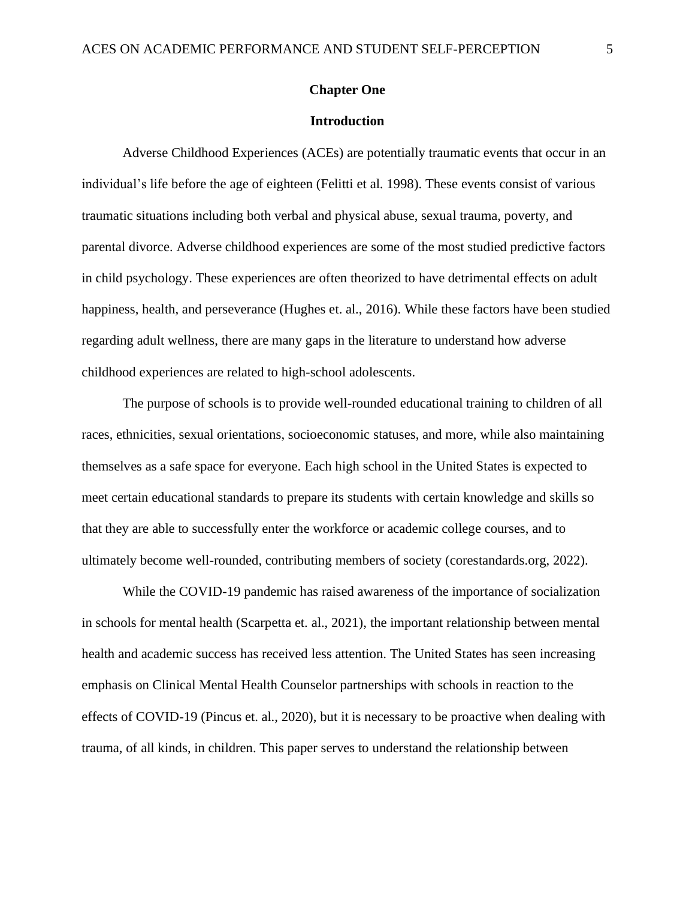# Chapter One

## Introduction

Adverse Childhood Experiences (ACEs) are potentially traumatic events that occur in an individual's life before the age of eighteen (Felitti et al. 1998). These events consist of various traumatic situations including both verbal and physical abuse, sexual trauma, poverty, and parental divorce. Adverse childhood experiences are some of the most studied predictive factors in child psychology. These experiences are often theorized to have detrimental effects on adult happiness, health, and perseverance (Hughes et. al., 2016). While these factors have been studied regarding adult wellness, there are many gaps in the literature to understand how adverse childhood experiences are related to high-school adolescents.

The purpose of schools is to provide well-rounded educational training to children of all races, ethnicities, sexual orientations, socioeconomic statuses, and more, while also maintaining themselves as a safe space for everyone. Each high school in the United States is expected to meet certain educational standards to prepare its students with certain knowledge and skills so that they are able to successfully enter the workforce or academic college courses, and to ultimately become well-rounded, contributing members of society (corestandards.org, 2022).

While the COVID-19 pandemic has raised awareness of the importance of socialization in schools for mental health (Scarpetta et. al., 2021), the important relationship between mental health and academic success has received less attention. The United States has seen increasing emphasis on Clinical Mental Health Counselor partnerships with schools in reaction to the effects of COVID-19 (Pincus et. al., 2020), but it is necessary to be proactive when dealing with trauma, of all kinds, in children. This paper serves to understand the relationship between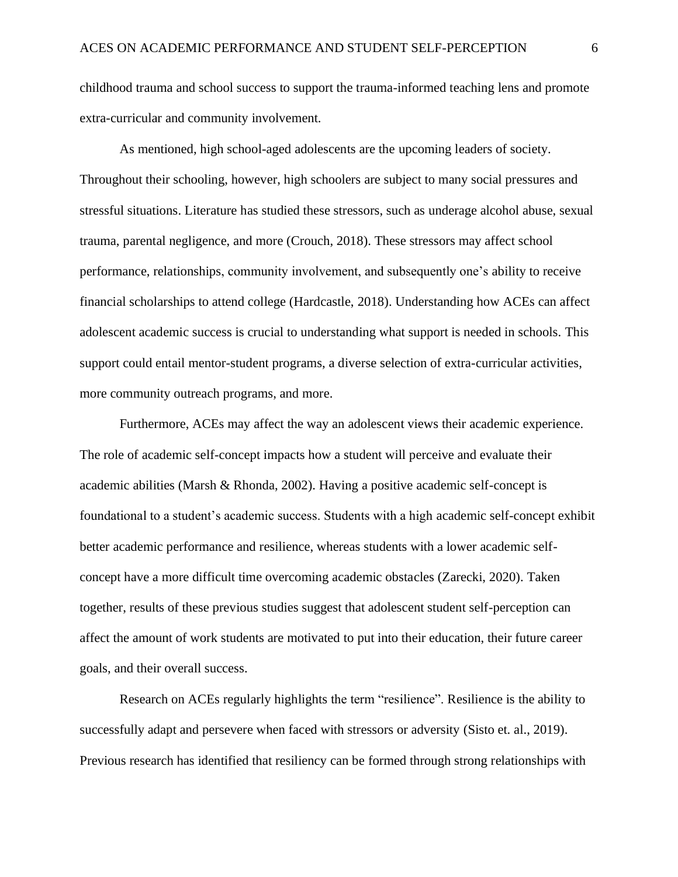childhood trauma and school success to support the trauma-informed teaching lens and promote extra-curricular and community involvement.

As mentioned, high school-aged adolescents are the upcoming leaders of society. Throughout their schooling, however, high schoolers are subject to many social pressures and stressful situations. Literature has studied these stressors, such as underage alcohol abuse, sexual trauma, parental negligence, and more (Crouch, 2018). These stressors may affect school performance, relationships, community involvement, and subsequently one's ability to receive financial scholarships to attend college (Hardcastle, 2018). Understanding how ACEs can affect adolescent academic success is crucial to understanding what support is needed in schools. This support could entail mentor-student programs, a diverse selection of extra-curricular activities, more community outreach programs, and more.

Furthermore, ACEs may affect the way an adolescent views their academic experience. The role of academic self-concept impacts how a student will perceive and evaluate their academic abilities (Marsh & Rhonda, 2002). Having a positive academic self-concept is foundational to a student's academic success. Students with a high academic self-concept exhibit better academic performance and resilience, whereas students with a lower academic self-concept have a more difficult time overcoming academic obstacles (Zarecki, 2020). Taken together, results of these previous studies suggest that adolescent student self-perception can affect the amount of work students are motivated to put into their education, their future career goals, and their overall success.

Research on ACEs regularly highlights the term "resilience". Resilience is the ability to successfully adapt and persevere when faced with stressors or adversity (Sisto et. al., 2019). Previous research has identified that resiliency can be formed through strong relationships with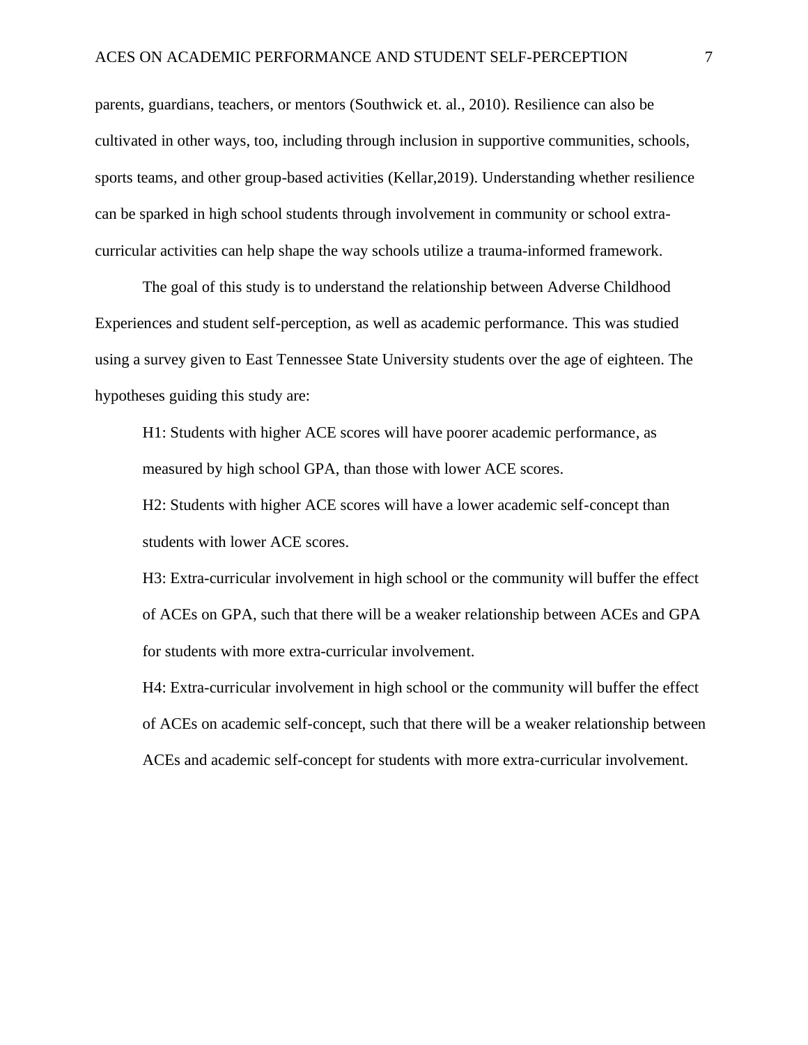parents, guardians, teachers, or mentors (Southwick et. al., 2010). Resilience can also be cultivated in other ways, too, including through inclusion in supportive communities, schools, sports teams, and other group-based activities (Kellar,2019). Understanding whether resilience can be sparked in high school students through involvement in community or school extra-curricular activities can help shape the way schools utilize a trauma-informed framework.

The goal of this study is to understand the relationship between Adverse Childhood Experiences and student self-perception, as well as academic performance. This was studied using a survey given to East Tennessee State University students over the age of eighteen. The hypotheses guiding this study are:

H1: Students with higher ACE scores will have poorer academic performance, as measured by high school GPA, than those with lower ACE scores.

H2: Students with higher ACE scores will have a lower academic self-concept than students with lower ACE scores.

H3: Extra-curricular involvement in high school or the community will buffer the effect of ACEs on GPA, such that there will be a weaker relationship between ACEs and GPA for students with more extra-curricular involvement.

H4: Extra-curricular involvement in high school or the community will buffer the effect of ACEs on academic self-concept, such that there will be a weaker relationship between ACEs and academic self-concept for students with more extra-curricular involvement.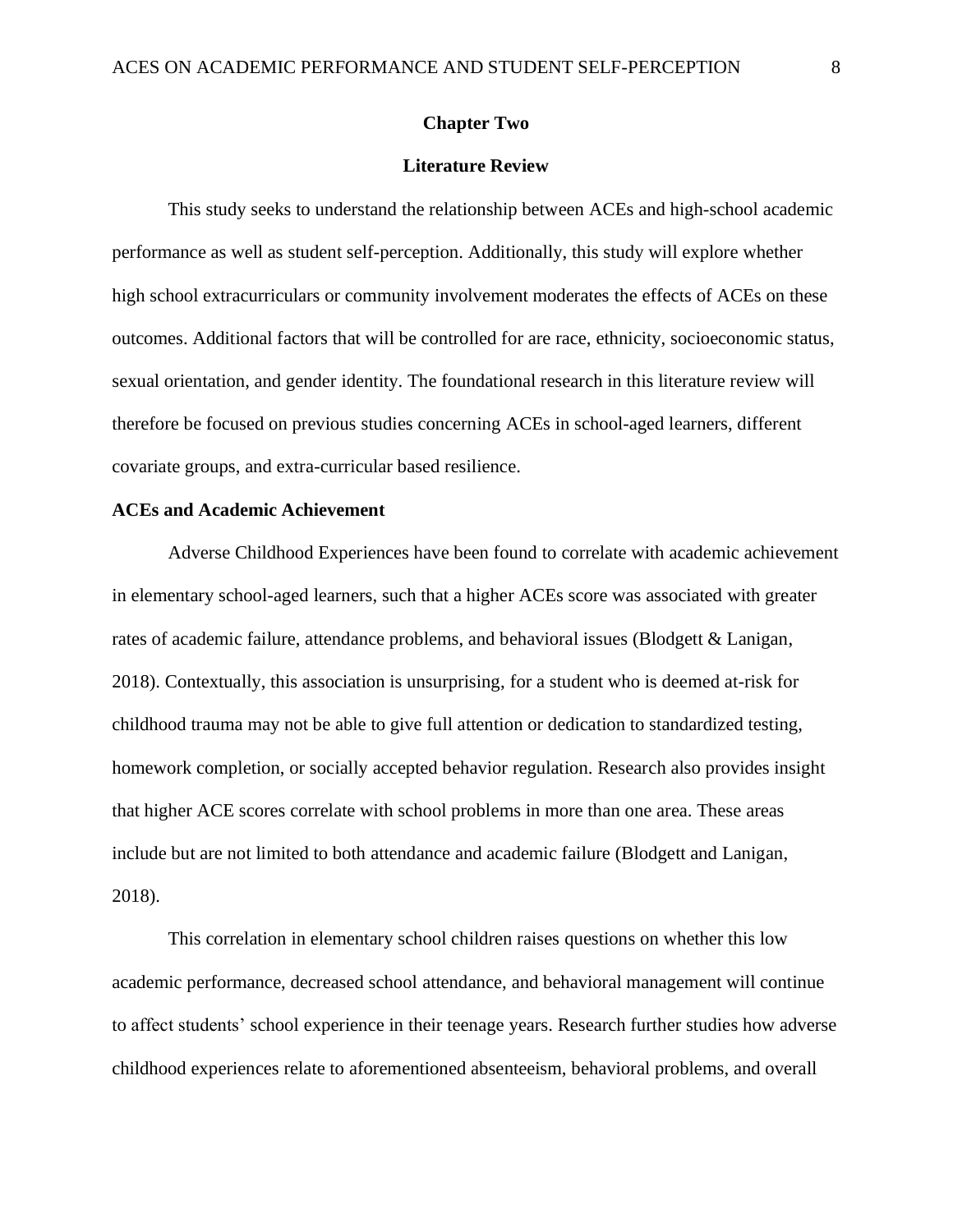# Chapter Two

## Literature Review

This study seeks to understand the relationship between ACEs and high-school academic performance as well as student self-perception. Additionally, this study will explore whether high school extracurriculars or community involvement moderates the effects of ACEs on these outcomes. Additional factors that will be controlled for are race, ethnicity, socioeconomic status, sexual orientation, and gender identity. The foundational research in this literature review will therefore be focused on previous studies concerning ACEs in school-aged learners, different covariate groups, and extra-curricular based resilience.

### ACEs and Academic Achievement

Adverse Childhood Experiences have been found to correlate with academic achievement in elementary school-aged learners, such that a higher ACEs score was associated with greater rates of academic failure, attendance problems, and behavioral issues (Blodgett & Lanigan, 2018). Contextually, this association is unsurprising, for a student who is deemed at-risk for childhood trauma may not be able to give full attention or dedication to standardized testing, homework completion, or socially accepted behavior regulation. Research also provides insight that higher ACE scores correlate with school problems in more than one area. These areas include but are not limited to both attendance and academic failure (Blodgett and Lanigan, 2018).

This correlation in elementary school children raises questions on whether this low academic performance, decreased school attendance, and behavioral management will continue to affect students' school experience in their teenage years. Research further studies how adverse childhood experiences relate to aforementioned absenteeism, behavioral problems, and overall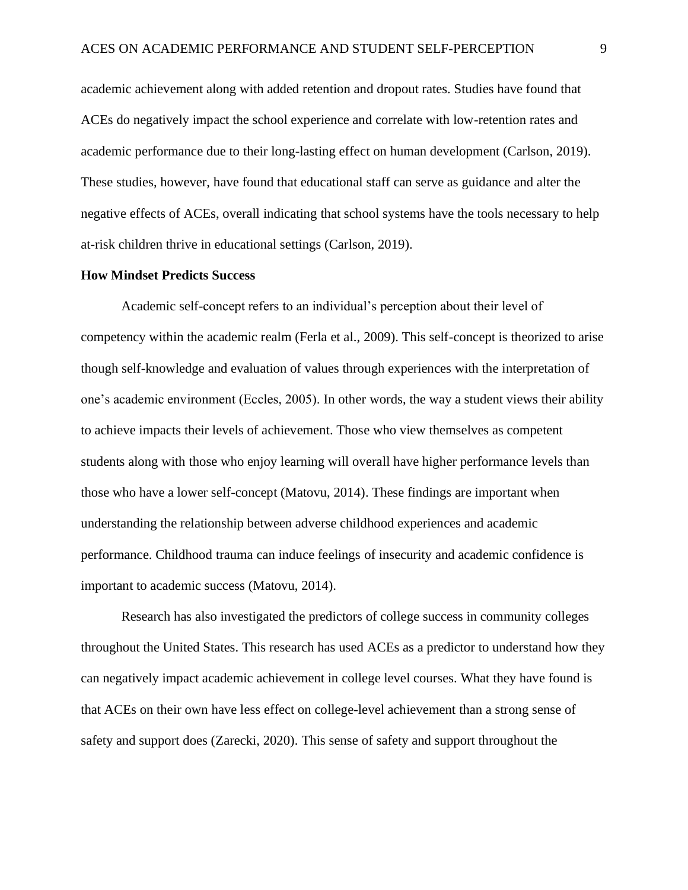academic achievement along with added retention and dropout rates. Studies have found that ACEs do negatively impact the school experience and correlate with low-retention rates and academic performance due to their long-lasting effect on human development (Carlson, 2019). These studies, however, have found that educational staff can serve as guidance and alter the negative effects of ACEs, overall indicating that school systems have the tools necessary to help at-risk children thrive in educational settings (Carlson, 2019).

**How Mindset Predicts Success**

Academic self-concept refers to an individual's perception about their level of competency within the academic realm (Ferla et al., 2009). This self-concept is theorized to arise though self-knowledge and evaluation of values through experiences with the interpretation of one's academic environment (Eccles, 2005). In other words, the way a student views their ability to achieve impacts their levels of achievement. Those who view themselves as competent students along with those who enjoy learning will overall have higher performance levels than those who have a lower self-concept (Matovu, 2014). These findings are important when understanding the relationship between adverse childhood experiences and academic performance. Childhood trauma can induce feelings of insecurity and academic confidence is important to academic success (Matovu, 2014).

Research has also investigated the predictors of college success in community colleges throughout the United States. This research has used ACEs as a predictor to understand how they can negatively impact academic achievement in college level courses. What they have found is that ACEs on their own have less effect on college-level achievement than a strong sense of safety and support does (Zarecki, 2020). This sense of safety and support throughout the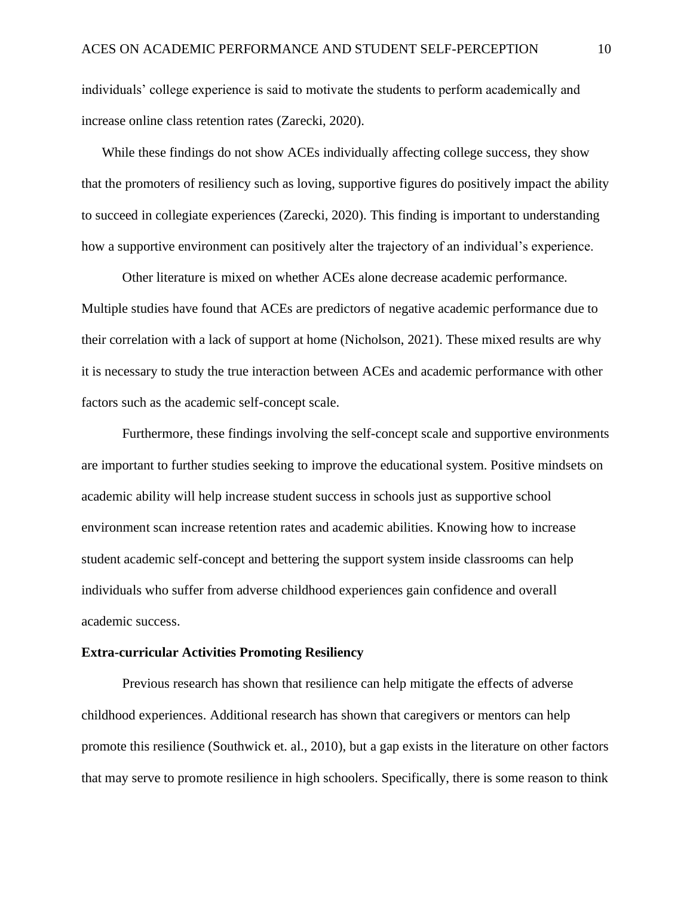individuals' college experience is said to motivate the students to perform academically and increase online class retention rates (Zarecki, 2020).

While these findings do not show ACEs individually affecting college success, they show that the promoters of resiliency such as loving, supportive figures do positively impact the ability to succeed in collegiate experiences (Zarecki, 2020). This finding is important to understanding how a supportive environment can positively alter the trajectory of an individual's experience.

Other literature is mixed on whether ACEs alone decrease academic performance. Multiple studies have found that ACEs are predictors of negative academic performance due to their correlation with a lack of support at home (Nicholson, 2021). These mixed results are why it is necessary to study the true interaction between ACEs and academic performance with other factors such as the academic self-concept scale.

Furthermore, these findings involving the self-concept scale and supportive environments are important to further studies seeking to improve the educational system. Positive mindsets on academic ability will help increase student success in schools just as supportive school environment scan increase retention rates and academic abilities. Knowing how to increase student academic self-concept and bettering the support system inside classrooms can help individuals who suffer from adverse childhood experiences gain confidence and overall academic success.

**Extra-curricular Activities Promoting Resiliency**

Previous research has shown that resilience can help mitigate the effects of adverse childhood experiences. Additional research has shown that caregivers or mentors can help promote this resilience (Southwick et. al., 2010), but a gap exists in the literature on other factors that may serve to promote resilience in high schoolers. Specifically, there is some reason to think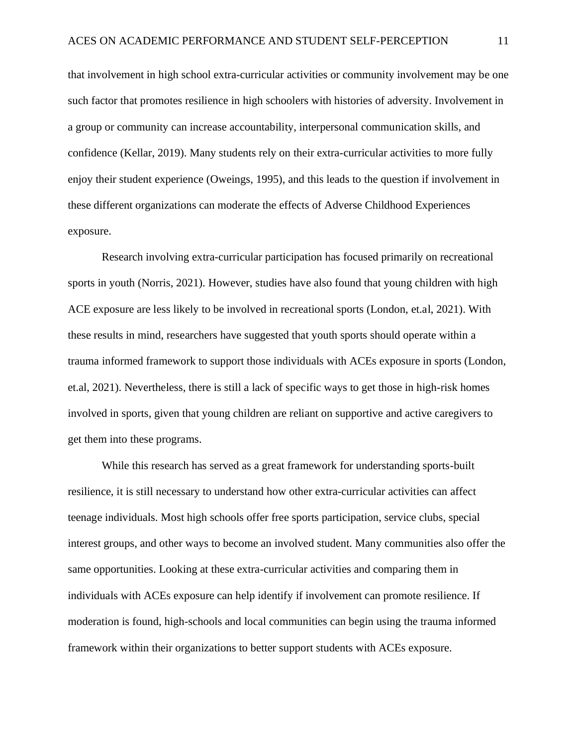that involvement in high school extra-curricular activities or community involvement may be one such factor that promotes resilience in high schoolers with histories of adversity. Involvement in a group or community can increase accountability, interpersonal communication skills, and confidence (Kellar, 2019). Many students rely on their extra-curricular activities to more fully enjoy their student experience (Oweings, 1995), and this leads to the question if involvement in these different organizations can moderate the effects of Adverse Childhood Experiences exposure.

Research involving extra-curricular participation has focused primarily on recreational sports in youth (Norris, 2021). However, studies have also found that young children with high ACE exposure are less likely to be involved in recreational sports (London, et.al, 2021). With these results in mind, researchers have suggested that youth sports should operate within a trauma informed framework to support those individuals with ACEs exposure in sports (London, et.al, 2021). Nevertheless, there is still a lack of specific ways to get those in high-risk homes involved in sports, given that young children are reliant on supportive and active caregivers to get them into these programs.

While this research has served as a great framework for understanding sports-built resilience, it is still necessary to understand how other extra-curricular activities can affect teenage individuals. Most high schools offer free sports participation, service clubs, special interest groups, and other ways to become an involved student. Many communities also offer the same opportunities. Looking at these extra-curricular activities and comparing them in individuals with ACEs exposure can help identify if involvement can promote resilience. If moderation is found, high-schools and local communities can begin using the trauma informed framework within their organizations to better support students with ACEs exposure.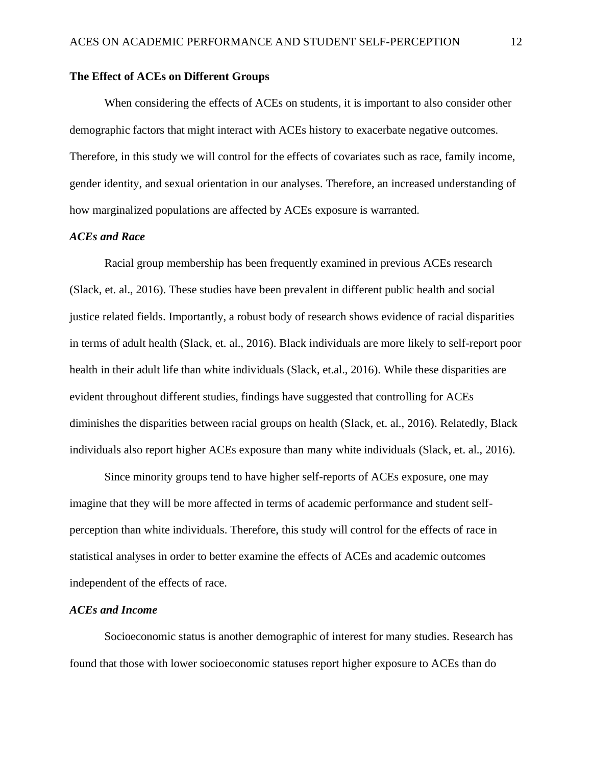## The Effect of ACEs on Different Groups

When considering the effects of ACEs on students, it is important to also consider other demographic factors that might interact with ACEs history to exacerbate negative outcomes. Therefore, in this study we will control for the effects of covariates such as race, family income, gender identity, and sexual orientation in our analyses. Therefore, an increased understanding of how marginalized populations are affected by ACEs exposure is warranted.

### *ACEs and Race*

Racial group membership has been frequently examined in previous ACEs research (Slack, et. al., 2016). These studies have been prevalent in different public health and social justice related fields. Importantly, a robust body of research shows evidence of racial disparities in terms of adult health (Slack, et. al., 2016). Black individuals are more likely to self-report poor health in their adult life than white individuals (Slack, et.al., 2016). While these disparities are evident throughout different studies, findings have suggested that controlling for ACEs diminishes the disparities between racial groups on health (Slack, et. al., 2016). Relatedly, Black individuals also report higher ACEs exposure than many white individuals (Slack, et. al., 2016).

Since minority groups tend to have higher self-reports of ACEs exposure, one may imagine that they will be more affected in terms of academic performance and student self-perception than white individuals. Therefore, this study will control for the effects of race in statistical analyses in order to better examine the effects of ACEs and academic outcomes independent of the effects of race.

### *ACEs and Income*

Socioeconomic status is another demographic of interest for many studies. Research has found that those with lower socioeconomic statuses report higher exposure to ACEs than do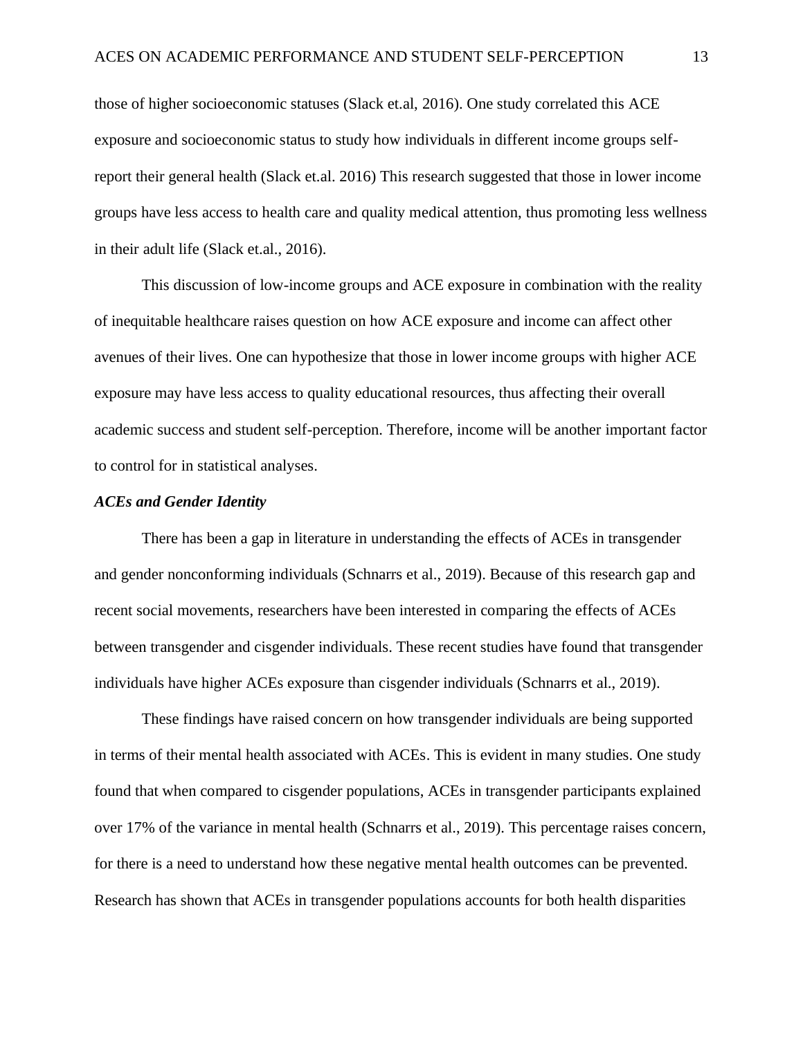those of higher socioeconomic statuses (Slack et.al, 2016). One study correlated this ACE exposure and socioeconomic status to study how individuals in different income groups self-report their general health (Slack et.al. 2016) This research suggested that those in lower income groups have less access to health care and quality medical attention, thus promoting less wellness in their adult life (Slack et.al., 2016).

This discussion of low-income groups and ACE exposure in combination with the reality of inequitable healthcare raises question on how ACE exposure and income can affect other avenues of their lives. One can hypothesize that those in lower income groups with higher ACE exposure may have less access to quality educational resources, thus affecting their overall academic success and student self-perception. Therefore, income will be another important factor to control for in statistical analyses.

***ACEs and Gender Identity***

There has been a gap in literature in understanding the effects of ACEs in transgender and gender nonconforming individuals (Schnarrs et al., 2019). Because of this research gap and recent social movements, researchers have been interested in comparing the effects of ACEs between transgender and cisgender individuals. These recent studies have found that transgender individuals have higher ACEs exposure than cisgender individuals (Schnarrs et al., 2019).

These findings have raised concern on how transgender individuals are being supported in terms of their mental health associated with ACEs. This is evident in many studies. One study found that when compared to cisgender populations, ACEs in transgender participants explained over 17% of the variance in mental health (Schnarrs et al., 2019). This percentage raises concern, for there is a need to understand how these negative mental health outcomes can be prevented. Research has shown that ACEs in transgender populations accounts for both health disparities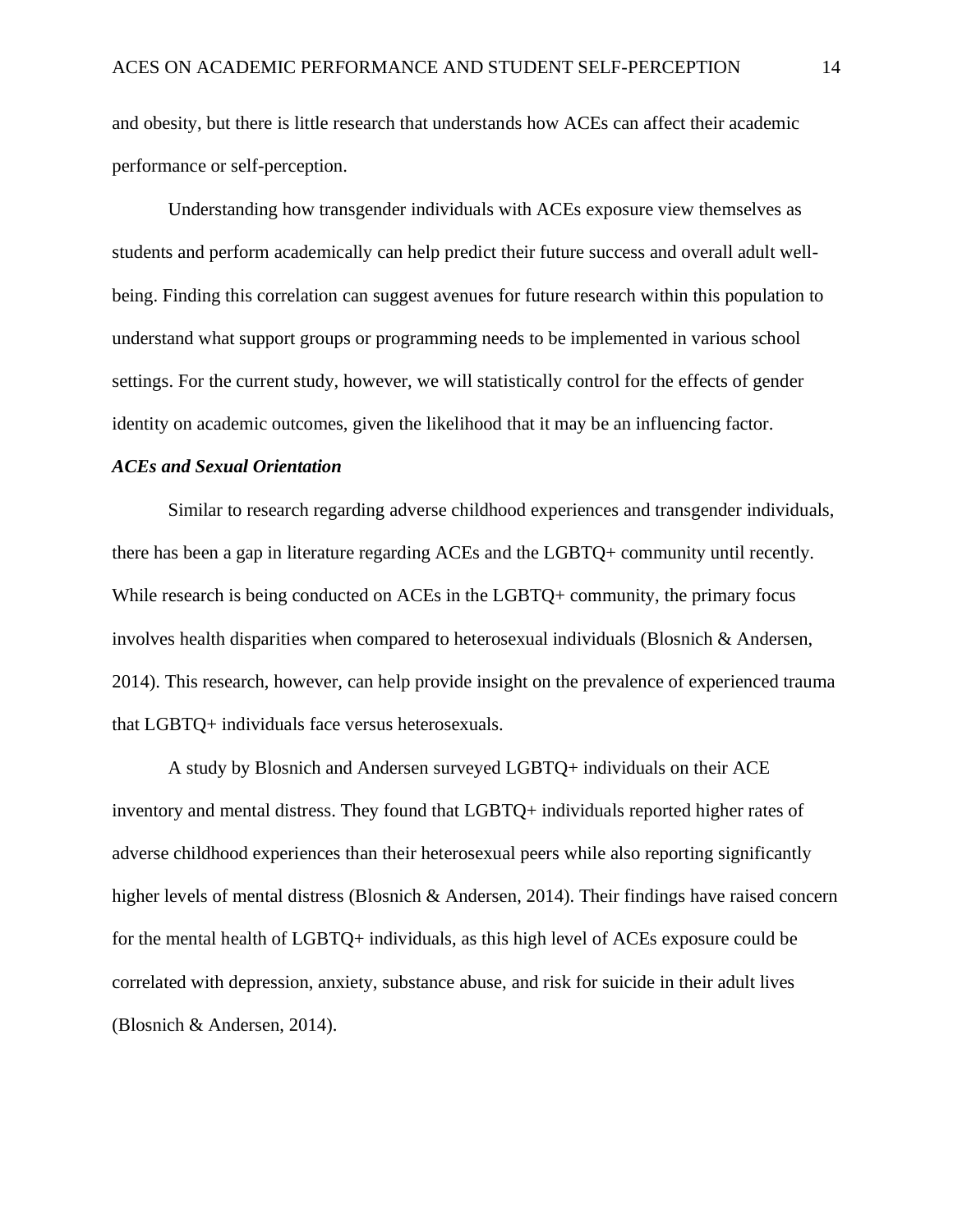and obesity, but there is little research that understands how ACEs can affect their academic performance or self-perception.

Understanding how transgender individuals with ACEs exposure view themselves as students and perform academically can help predict their future success and overall adult well-being. Finding this correlation can suggest avenues for future research within this population to understand what support groups or programming needs to be implemented in various school settings. For the current study, however, we will statistically control for the effects of gender identity on academic outcomes, given the likelihood that it may be an influencing factor.

### *ACEs and Sexual Orientation*

Similar to research regarding adverse childhood experiences and transgender individuals, there has been a gap in literature regarding ACEs and the LGBTQ+ community until recently. While research is being conducted on ACEs in the LGBTQ+ community, the primary focus involves health disparities when compared to heterosexual individuals (Blosnich & Andersen, 2014). This research, however, can help provide insight on the prevalence of experienced trauma that LGBTQ+ individuals face versus heterosexuals.

A study by Blosnich and Andersen surveyed LGBTQ+ individuals on their ACE inventory and mental distress. They found that LGBTQ+ individuals reported higher rates of adverse childhood experiences than their heterosexual peers while also reporting significantly higher levels of mental distress (Blosnich & Andersen, 2014). Their findings have raised concern for the mental health of LGBTQ+ individuals, as this high level of ACEs exposure could be correlated with depression, anxiety, substance abuse, and risk for suicide in their adult lives (Blosnich & Andersen, 2014).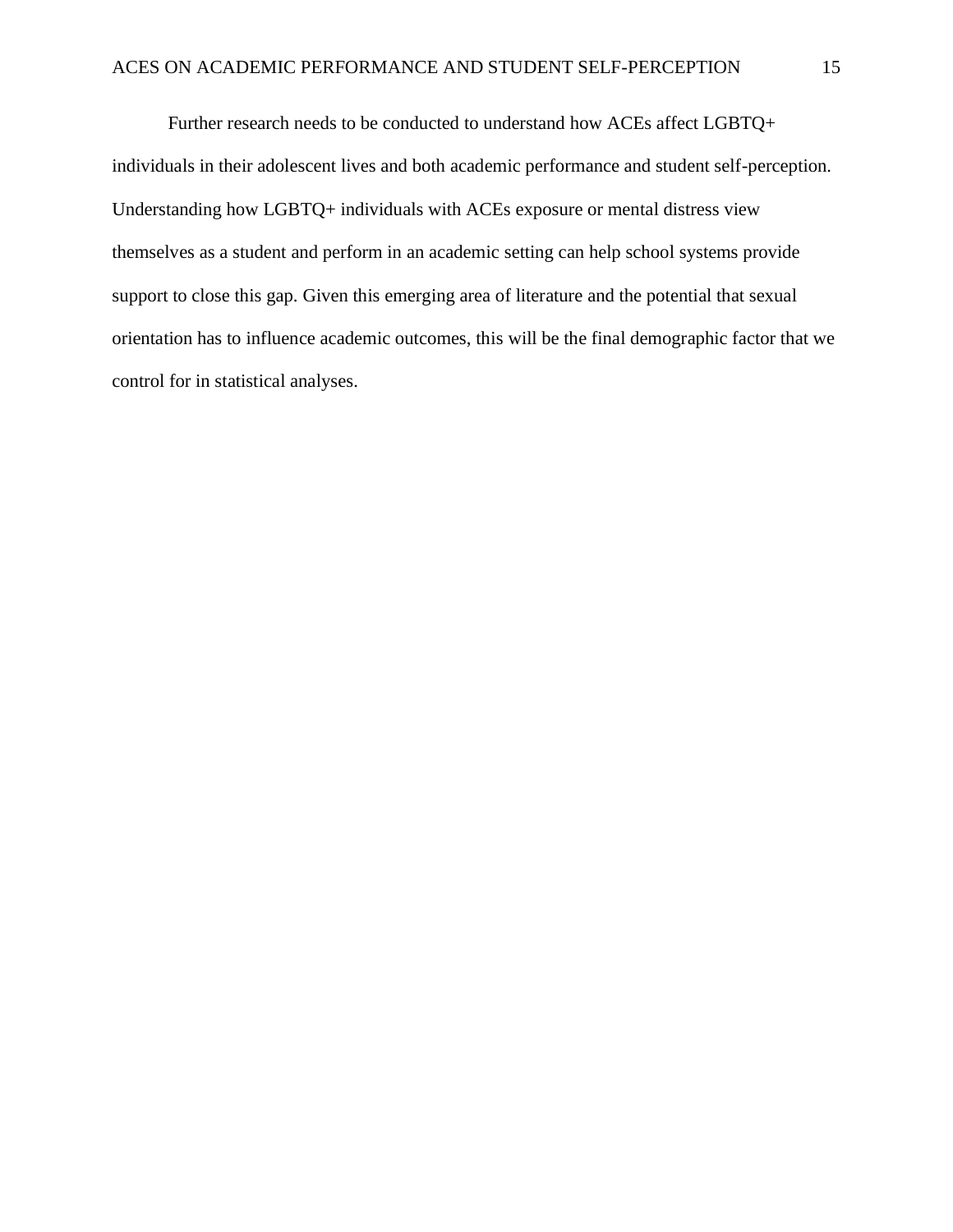Further research needs to be conducted to understand how ACEs affect LGBTQ+ individuals in their adolescent lives and both academic performance and student self-perception. Understanding how LGBTQ+ individuals with ACEs exposure or mental distress view themselves as a student and perform in an academic setting can help school systems provide support to close this gap. Given this emerging area of literature and the potential that sexual orientation has to influence academic outcomes, this will be the final demographic factor that we control for in statistical analyses.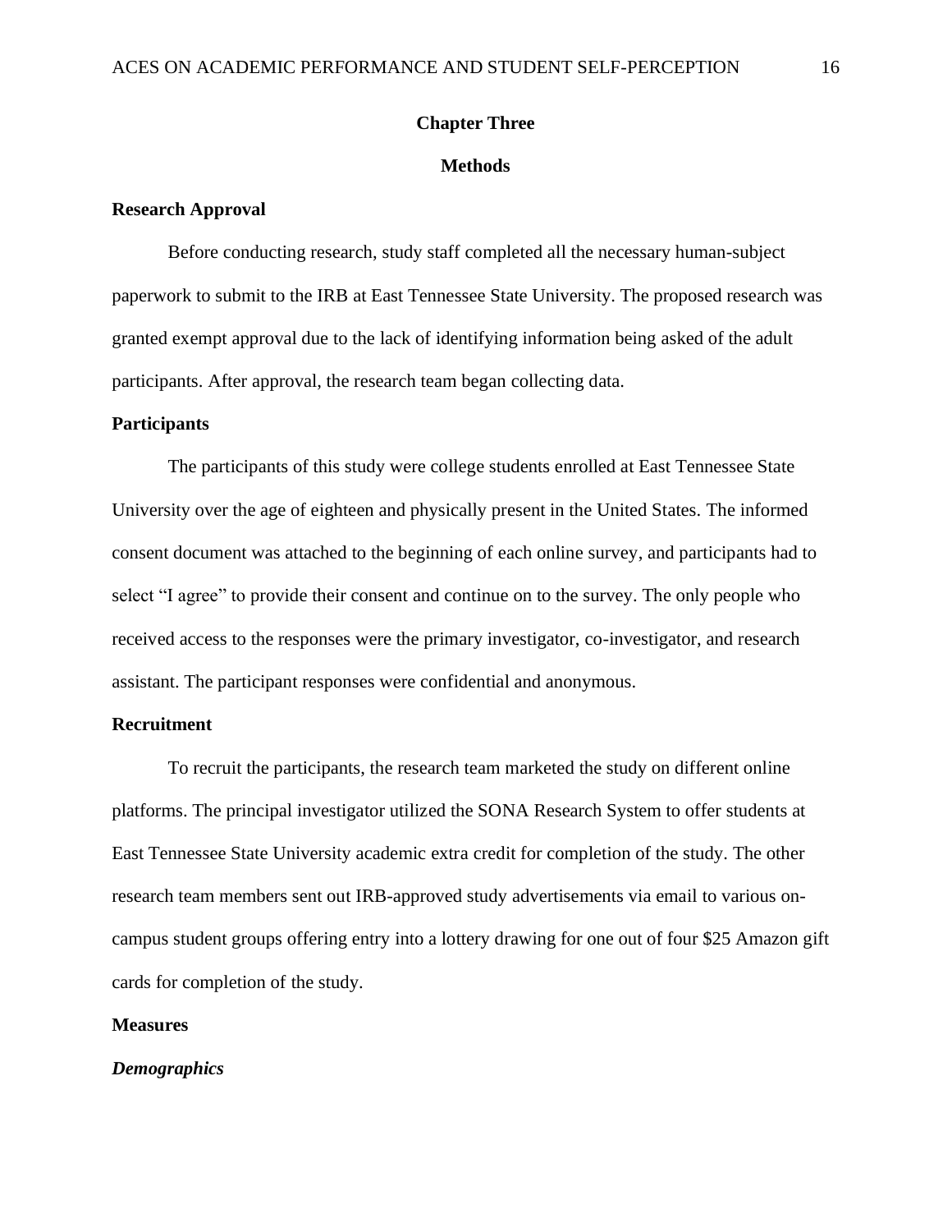# Chapter Three

## Methods

### Research Approval

Before conducting research, study staff completed all the necessary human-subject paperwork to submit to the IRB at East Tennessee State University. The proposed research was granted exempt approval due to the lack of identifying information being asked of the adult participants. After approval, the research team began collecting data.

### Participants

The participants of this study were college students enrolled at East Tennessee State University over the age of eighteen and physically present in the United States. The informed consent document was attached to the beginning of each online survey, and participants had to select "I agree" to provide their consent and continue on to the survey. The only people who received access to the responses were the primary investigator, co-investigator, and research assistant. The participant responses were confidential and anonymous.

### Recruitment

To recruit the participants, the research team marketed the study on different online platforms. The principal investigator utilized the SONA Research System to offer students at East Tennessee State University academic extra credit for completion of the study. The other research team members sent out IRB-approved study advertisements via email to various on-campus student groups offering entry into a lottery drawing for one out of four $25 Amazon gift cards for completion of the study.

### Measures

#### *Demographics*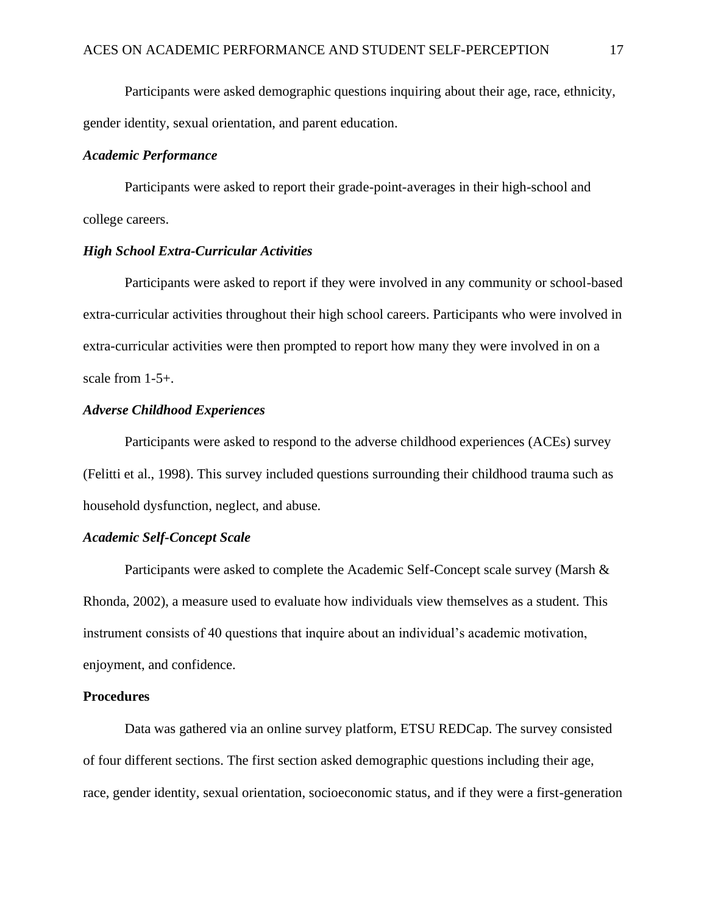Participants were asked demographic questions inquiring about their age, race, ethnicity, gender identity, sexual orientation, and parent education.

### *Academic Performance*

Participants were asked to report their grade-point-averages in their high-school and college careers.

### *High School Extra-Curricular Activities*

Participants were asked to report if they were involved in any community or school-based extra-curricular activities throughout their high school careers. Participants who were involved in extra-curricular activities were then prompted to report how many they were involved in on a scale from 1-5+.

### *Adverse Childhood Experiences*

Participants were asked to respond to the adverse childhood experiences (ACEs) survey (Felitti et al., 1998). This survey included questions surrounding their childhood trauma such as household dysfunction, neglect, and abuse.

### *Academic Self-Concept Scale*

Participants were asked to complete the Academic Self-Concept scale survey (Marsh & Rhonda, 2002), a measure used to evaluate how individuals view themselves as a student. This instrument consists of 40 questions that inquire about an individual's academic motivation, enjoyment, and confidence.

## **Procedures**

Data was gathered via an online survey platform, ETSU REDCap. The survey consisted of four different sections. The first section asked demographic questions including their age, race, gender identity, sexual orientation, socioeconomic status, and if they were a first-generation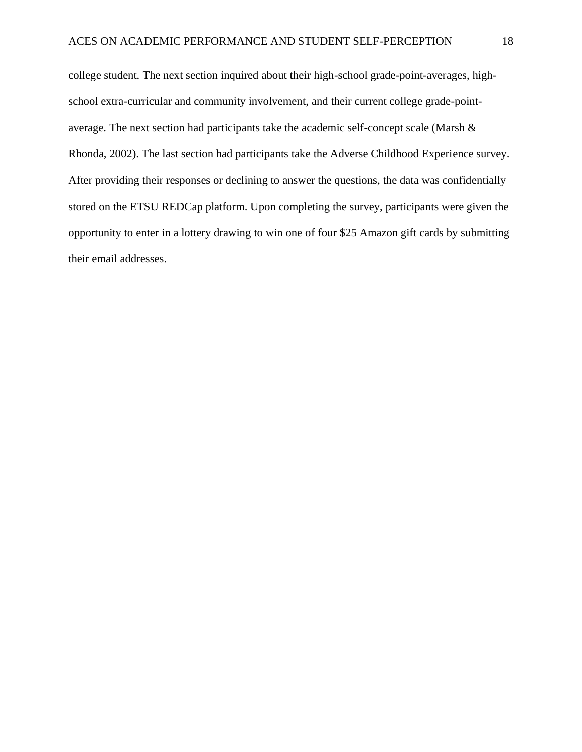college student. The next section inquired about their high-school grade-point-averages, high-school extra-curricular and community involvement, and their current college grade-point-average. The next section had participants take the academic self-concept scale (Marsh & Rhonda, 2002). The last section had participants take the Adverse Childhood Experience survey. After providing their responses or declining to answer the questions, the data was confidentially stored on the ETSU REDCap platform. Upon completing the survey, participants were given the opportunity to enter in a lottery drawing to win one of four $25 Amazon gift cards by submitting their email addresses.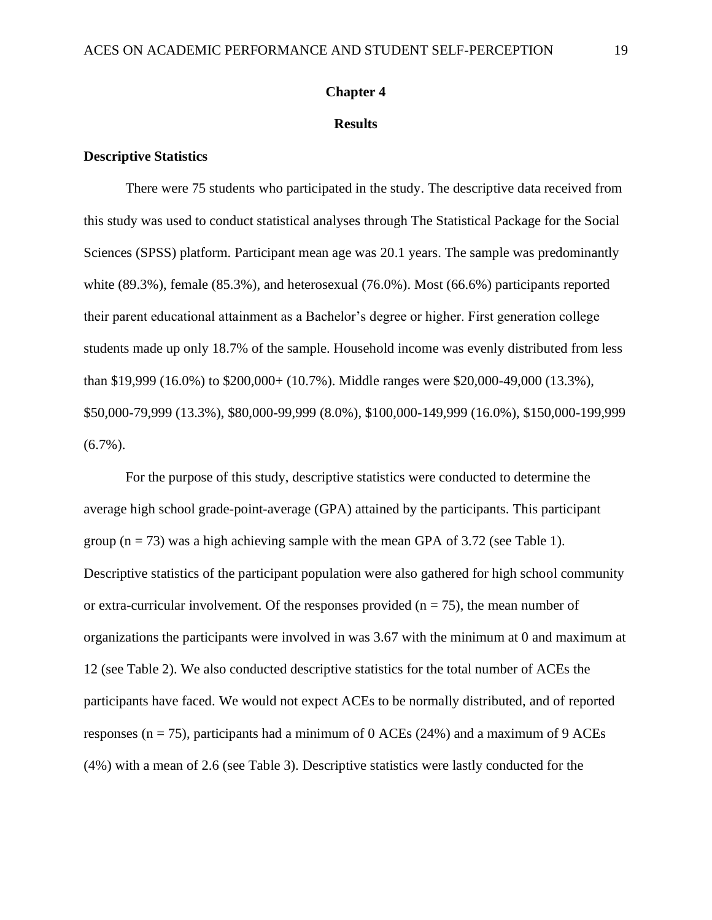# Chapter 4

# Results

## Descriptive Statistics

There were 75 students who participated in the study. The descriptive data received from this study was used to conduct statistical analyses through The Statistical Package for the Social Sciences (SPSS) platform. Participant mean age was 20.1 years. The sample was predominantly white (89.3%), female (85.3%), and heterosexual (76.0%). Most (66.6%) participants reported their parent educational attainment as a Bachelor's degree or higher. First generation college students made up only 18.7% of the sample. Household income was evenly distributed from less than $19,999 (16.0%) to $200,000+ (10.7%). Middle ranges were $20,000-49,000 (13.3%), $50,000-79,999 (13.3%), $80,000-99,999 (8.0%), $100,000-149,999 (16.0%), $150,000-199,999 (6.7%).

For the purpose of this study, descriptive statistics were conducted to determine the average high school grade-point-average (GPA) attained by the participants. This participant group ($n = 73$) was a high achieving sample with the mean GPA of 3.72 (see Table 1). Descriptive statistics of the participant population were also gathered for high school community or extra-curricular involvement. Of the responses provided ($n = 75$), the mean number of organizations the participants were involved in was 3.67 with the minimum at 0 and maximum at 12 (see Table 2). We also conducted descriptive statistics for the total number of ACEs the participants have faced. We would not expect ACEs to be normally distributed, and of reported responses ($n = 75$), participants had a minimum of 0 ACEs (24%) and a maximum of 9 ACEs (4%) with a mean of 2.6 (see Table 3). Descriptive statistics were lastly conducted for the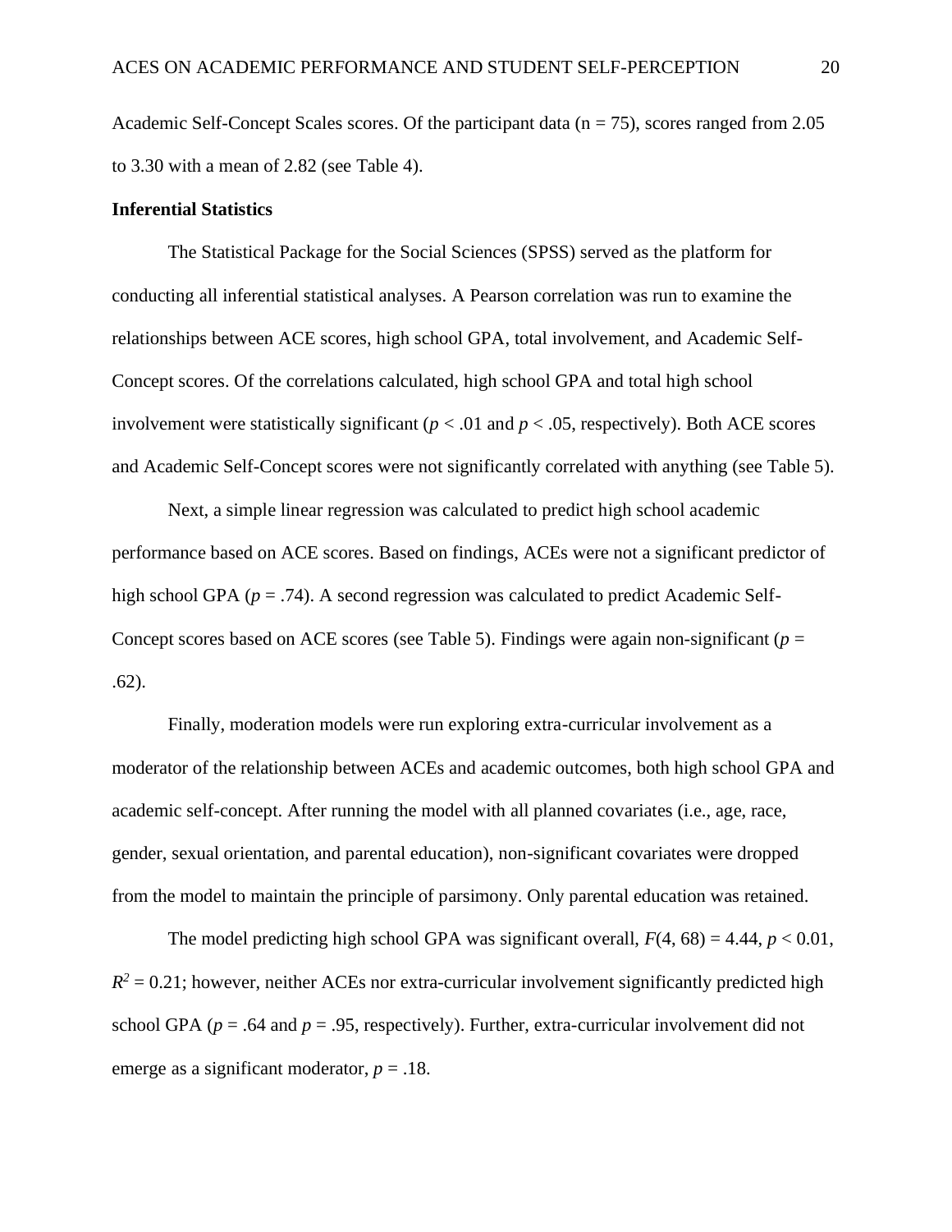Academic Self-Concept Scales scores. Of the participant data (n = 75), scores ranged from 2.05 to 3.30 with a mean of 2.82 (see Table 4).

**Inferential Statistics**

The Statistical Package for the Social Sciences (SPSS) served as the platform for conducting all inferential statistical analyses. A Pearson correlation was run to examine the relationships between ACE scores, high school GPA, total involvement, and Academic Self-Concept scores. Of the correlations calculated, high school GPA and total high school involvement were statistically significant ($p < .01$ and $p < .05$, respectively). Both ACE scores and Academic Self-Concept scores were not significantly correlated with anything (see Table 5).

Next, a simple linear regression was calculated to predict high school academic performance based on ACE scores. Based on findings, ACEs were not a significant predictor of high school GPA ($p = .74$). A second regression was calculated to predict Academic Self-Concept scores based on ACE scores (see Table 5). Findings were again non-significant ($p = .62$).

Finally, moderation models were run exploring extra-curricular involvement as a moderator of the relationship between ACEs and academic outcomes, both high school GPA and academic self-concept. After running the model with all planned covariates (i.e., age, race, gender, sexual orientation, and parental education), non-significant covariates were dropped from the model to maintain the principle of parsimony. Only parental education was retained.

The model predicting high school GPA was significant overall, $F(4, 68) = 4.44$, $p < 0.01$, $R^2 = 0.21$; however, neither ACEs nor extra-curricular involvement significantly predicted high school GPA ($p = .64$ and $p = .95$, respectively). Further, extra-curricular involvement did not emerge as a significant moderator, $p = .18$.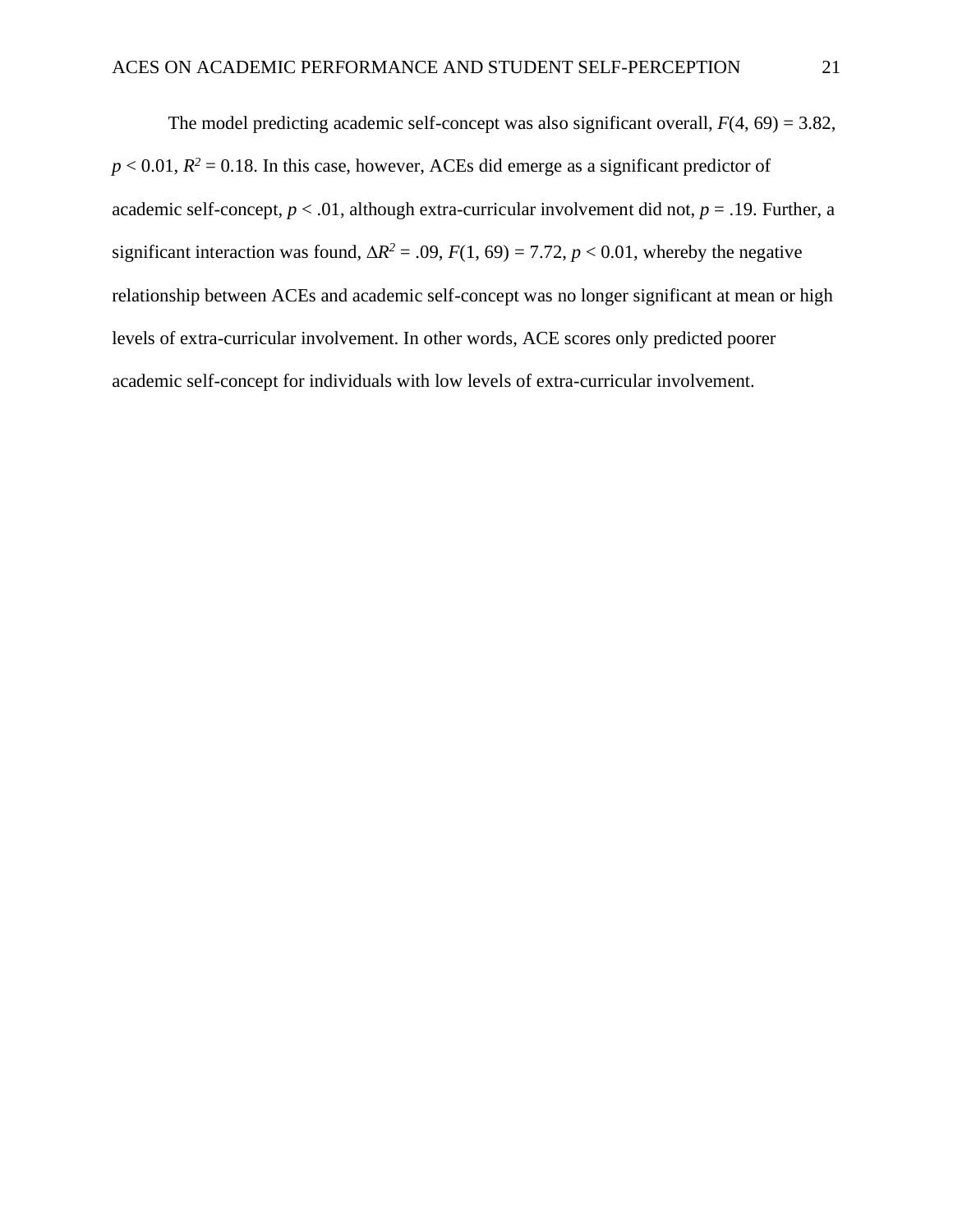The model predicting academic self-concept was also significant overall, $F(4, 69) = 3.82$, $p < 0.01$, $R^2 = 0.18$. In this case, however, ACEs did emerge as a significant predictor of academic self-concept, $p < .01$, although extra-curricular involvement did not, $p = .19$. Further, a significant interaction was found, $\Delta R^2 = .09$, $F(1, 69) = 7.72$, $p < 0.01$, whereby the negative relationship between ACEs and academic self-concept was no longer significant at mean or high levels of extra-curricular involvement. In other words, ACE scores only predicted poorer academic self-concept for individuals with low levels of extra-curricular involvement.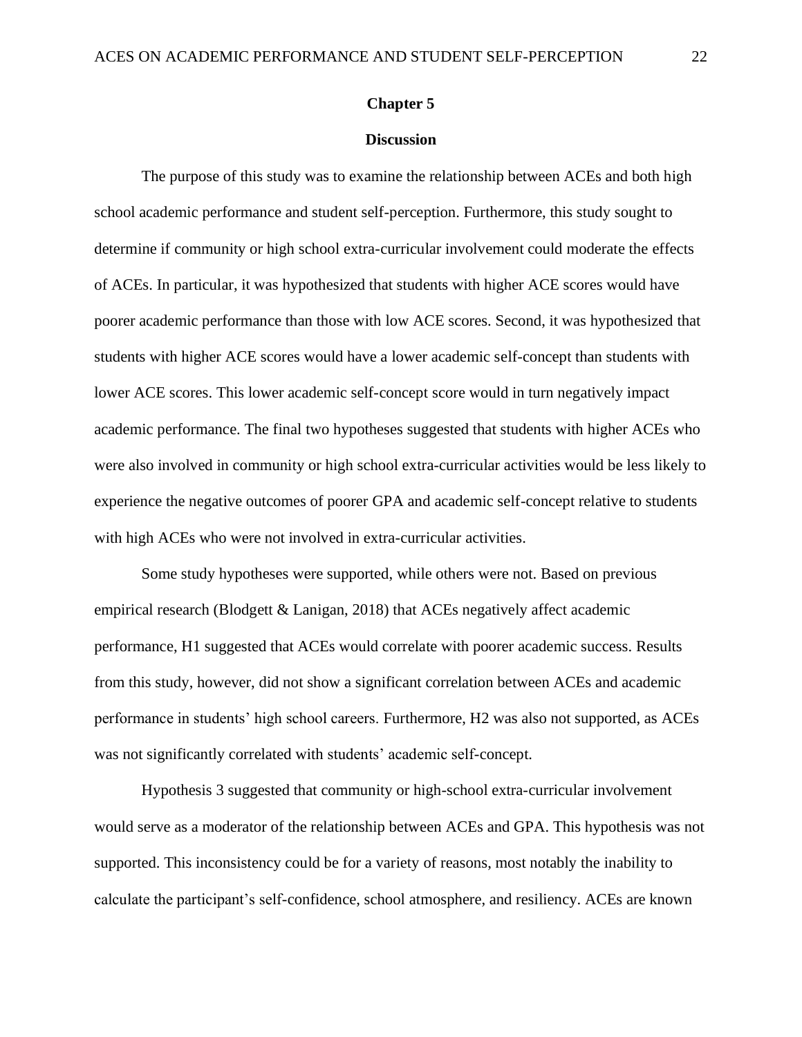## Chapter 5

### Discussion

The purpose of this study was to examine the relationship between ACEs and both high school academic performance and student self-perception. Furthermore, this study sought to determine if community or high school extra-curricular involvement could moderate the effects of ACEs. In particular, it was hypothesized that students with higher ACE scores would have poorer academic performance than those with low ACE scores. Second, it was hypothesized that students with higher ACE scores would have a lower academic self-concept than students with lower ACE scores. This lower academic self-concept score would in turn negatively impact academic performance. The final two hypotheses suggested that students with higher ACEs who were also involved in community or high school extra-curricular activities would be less likely to experience the negative outcomes of poorer GPA and academic self-concept relative to students with high ACEs who were not involved in extra-curricular activities.

Some study hypotheses were supported, while others were not. Based on previous empirical research (Blodgett & Lanigan, 2018) that ACEs negatively affect academic performance, H1 suggested that ACEs would correlate with poorer academic success. Results from this study, however, did not show a significant correlation between ACEs and academic performance in students' high school careers. Furthermore, H2 was also not supported, as ACEs was not significantly correlated with students' academic self-concept.

Hypothesis 3 suggested that community or high-school extra-curricular involvement would serve as a moderator of the relationship between ACEs and GPA. This hypothesis was not supported. This inconsistency could be for a variety of reasons, most notably the inability to calculate the participant's self-confidence, school atmosphere, and resiliency. ACEs are known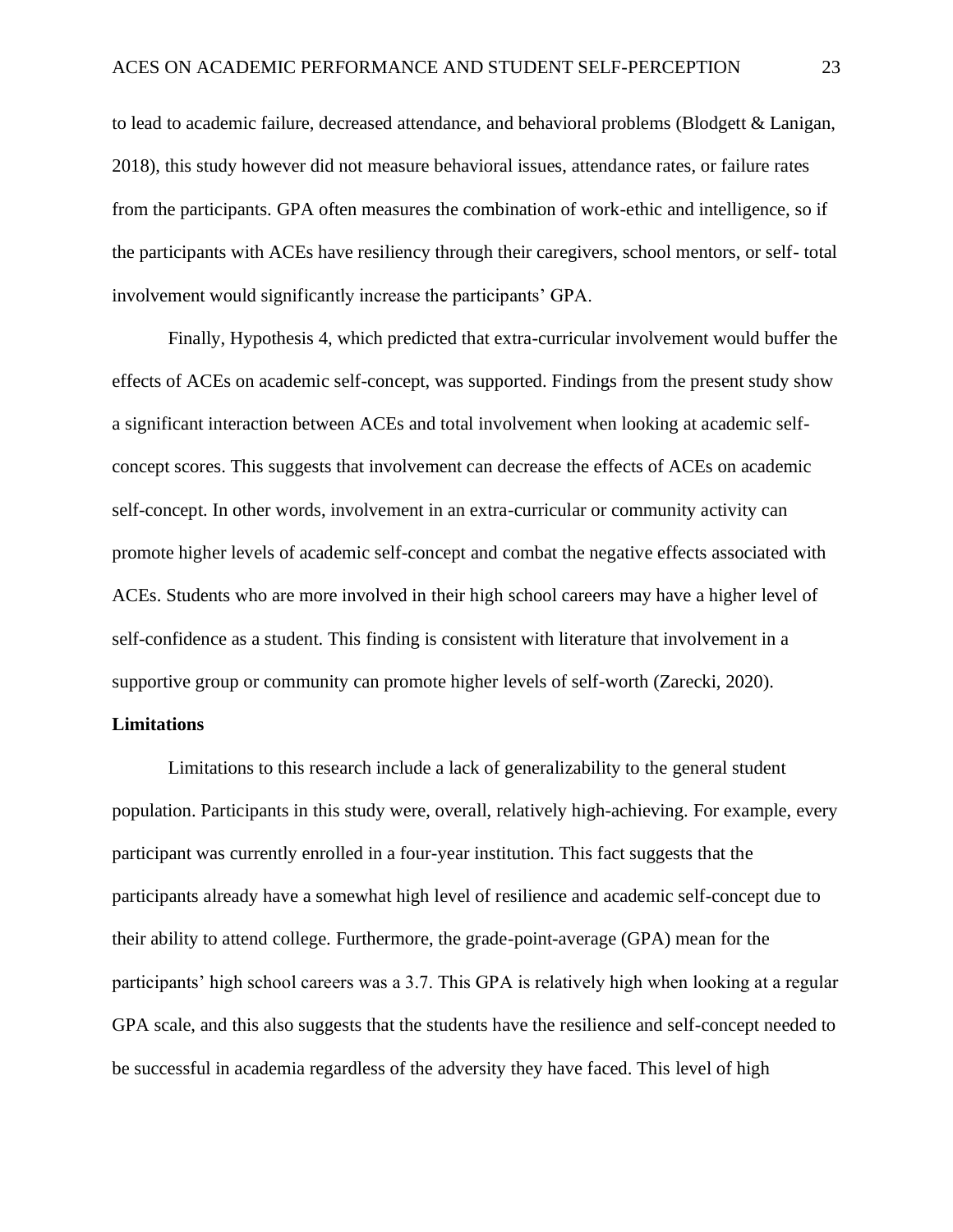to lead to academic failure, decreased attendance, and behavioral problems (Blodgett & Lanigan, 2018), this study however did not measure behavioral issues, attendance rates, or failure rates from the participants. GPA often measures the combination of work-ethic and intelligence, so if the participants with ACEs have resiliency through their caregivers, school mentors, or self- total involvement would significantly increase the participants' GPA.

Finally, Hypothesis 4, which predicted that extra-curricular involvement would buffer the effects of ACEs on academic self-concept, was supported. Findings from the present study show a significant interaction between ACEs and total involvement when looking at academic self-concept scores. This suggests that involvement can decrease the effects of ACEs on academic self-concept. In other words, involvement in an extra-curricular or community activity can promote higher levels of academic self-concept and combat the negative effects associated with ACEs. Students who are more involved in their high school careers may have a higher level of self-confidence as a student. This finding is consistent with literature that involvement in a supportive group or community can promote higher levels of self-worth (Zarecki, 2020).

**Limitations**

Limitations to this research include a lack of generalizability to the general student population. Participants in this study were, overall, relatively high-achieving. For example, every participant was currently enrolled in a four-year institution. This fact suggests that the participants already have a somewhat high level of resilience and academic self-concept due to their ability to attend college. Furthermore, the grade-point-average (GPA) mean for the participants' high school careers was a 3.7. This GPA is relatively high when looking at a regular GPA scale, and this also suggests that the students have the resilience and self-concept needed to be successful in academia regardless of the adversity they have faced. This level of high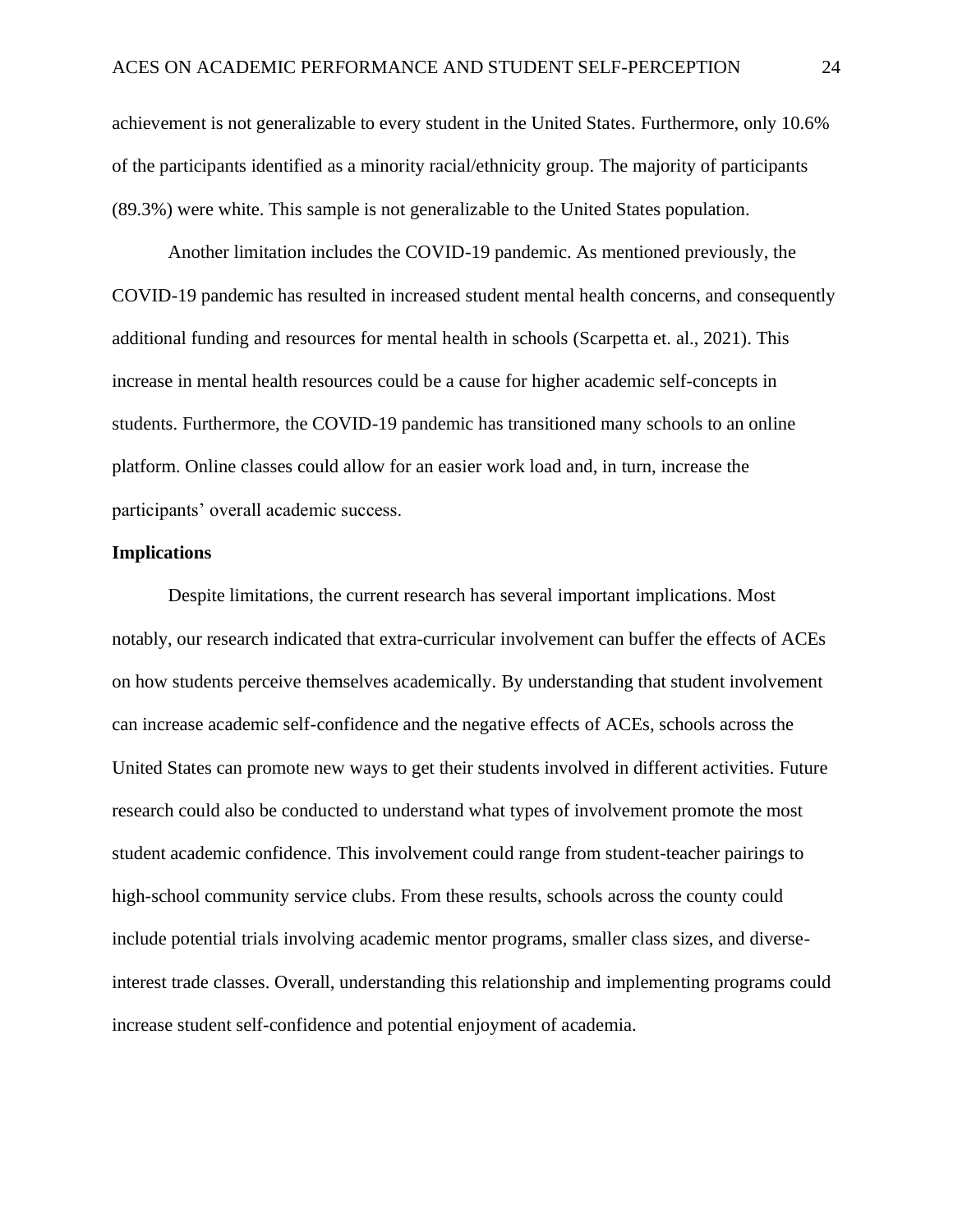achievement is not generalizable to every student in the United States. Furthermore, only 10.6% of the participants identified as a minority racial/ethnicity group. The majority of participants (89.3%) were white. This sample is not generalizable to the United States population.

Another limitation includes the COVID-19 pandemic. As mentioned previously, the COVID-19 pandemic has resulted in increased student mental health concerns, and consequently additional funding and resources for mental health in schools (Scarpetta et. al., 2021). This increase in mental health resources could be a cause for higher academic self-concepts in students. Furthermore, the COVID-19 pandemic has transitioned many schools to an online platform. Online classes could allow for an easier work load and, in turn, increase the participants' overall academic success.

## Implications

Despite limitations, the current research has several important implications. Most notably, our research indicated that extra-curricular involvement can buffer the effects of ACEs on how students perceive themselves academically. By understanding that student involvement can increase academic self-confidence and the negative effects of ACEs, schools across the United States can promote new ways to get their students involved in different activities. Future research could also be conducted to understand what types of involvement promote the most student academic confidence. This involvement could range from student-teacher pairings to high-school community service clubs. From these results, schools across the county could include potential trials involving academic mentor programs, smaller class sizes, and diverse-interest trade classes. Overall, understanding this relationship and implementing programs could increase student self-confidence and potential enjoyment of academia.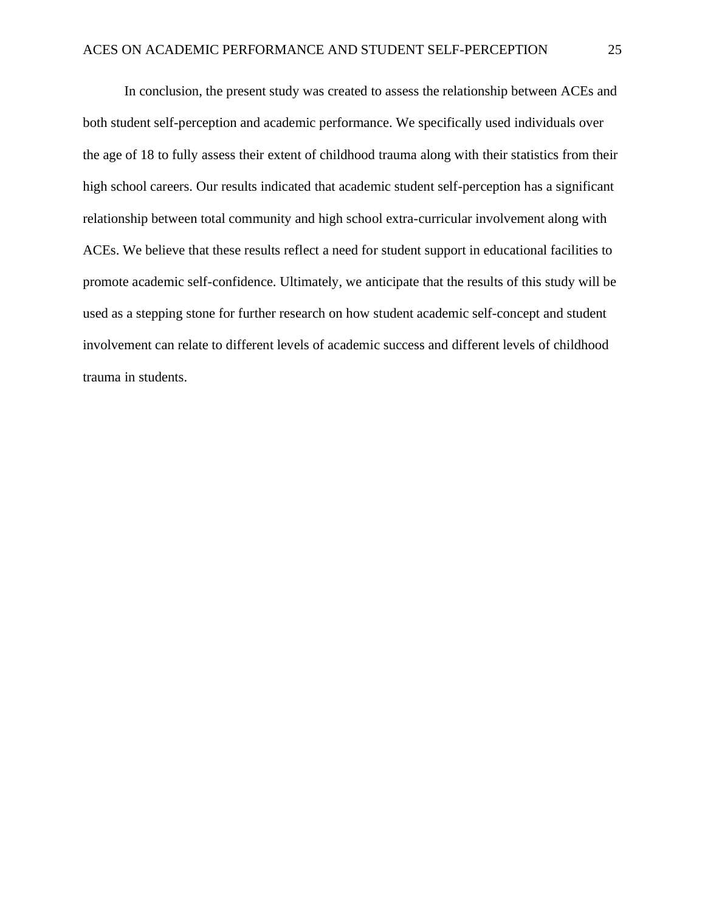In conclusion, the present study was created to assess the relationship between ACEs and both student self-perception and academic performance. We specifically used individuals over the age of 18 to fully assess their extent of childhood trauma along with their statistics from their high school careers. Our results indicated that academic student self-perception has a significant relationship between total community and high school extra-curricular involvement along with ACEs. We believe that these results reflect a need for student support in educational facilities to promote academic self-confidence. Ultimately, we anticipate that the results of this study will be used as a stepping stone for further research on how student academic self-concept and student involvement can relate to different levels of academic success and different levels of childhood trauma in students.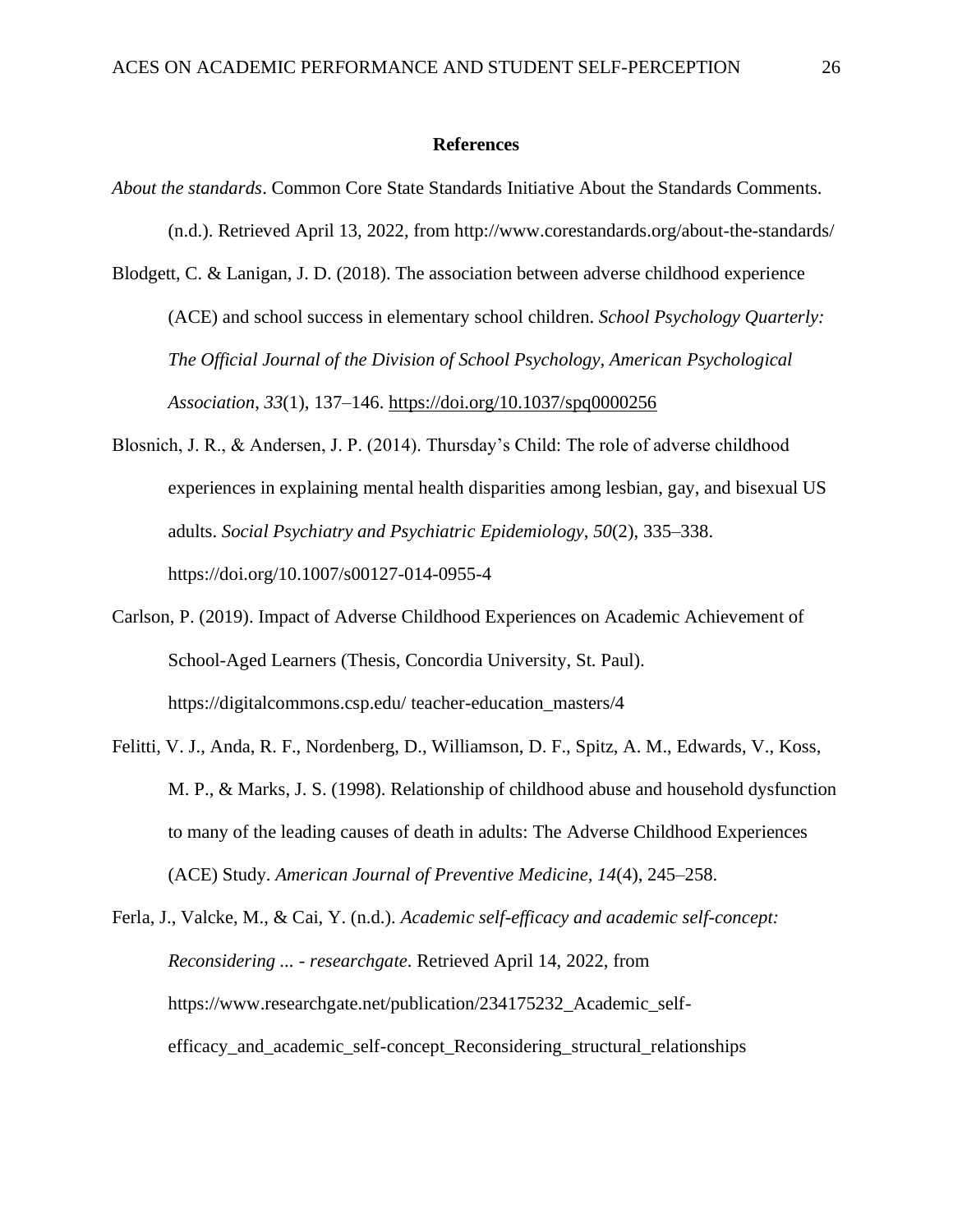**References**

*About the standards*. Common Core State Standards Initiative About the Standards Comments. (n.d.). Retrieved April 13, 2022, from http://www.corestandards.org/about-the-standards/

Blodgett, C. & Lanigan, J. D. (2018). The association between adverse childhood experience (ACE) and school success in elementary school children. *School Psychology Quarterly: The Official Journal of the Division of School Psychology, American Psychological Association*, *33*(1), 137–146. https://doi.org/10.1037/spq0000256

Blosnich, J. R., & Andersen, J. P. (2014). Thursday's Child: The role of adverse childhood experiences in explaining mental health disparities among lesbian, gay, and bisexual US adults. *Social Psychiatry and Psychiatric Epidemiology*, *50*(2), 335–338. https://doi.org/10.1007/s00127-014-0955-4

Carlson, P. (2019). Impact of Adverse Childhood Experiences on Academic Achievement of School-Aged Learners (Thesis, Concordia University, St. Paul). https://digitalcommons.csp.edu/ teacher-education_masters/4

Felitti, V. J., Anda, R. F., Nordenberg, D., Williamson, D. F., Spitz, A. M., Edwards, V., Koss, M. P., & Marks, J. S. (1998). Relationship of childhood abuse and household dysfunction to many of the leading causes of death in adults: The Adverse Childhood Experiences (ACE) Study. *American Journal of Preventive Medicine, 14*(4), 245–258.

Ferla, J., Valcke, M., & Cai, Y. (n.d.). *Academic self-efficacy and academic self-concept: Reconsidering ... - researchgate*. Retrieved April 14, 2022, from https://www.researchgate.net/publication/234175232_Academic_self-efficacy_and_academic_self-concept_Reconsidering_structural_relationships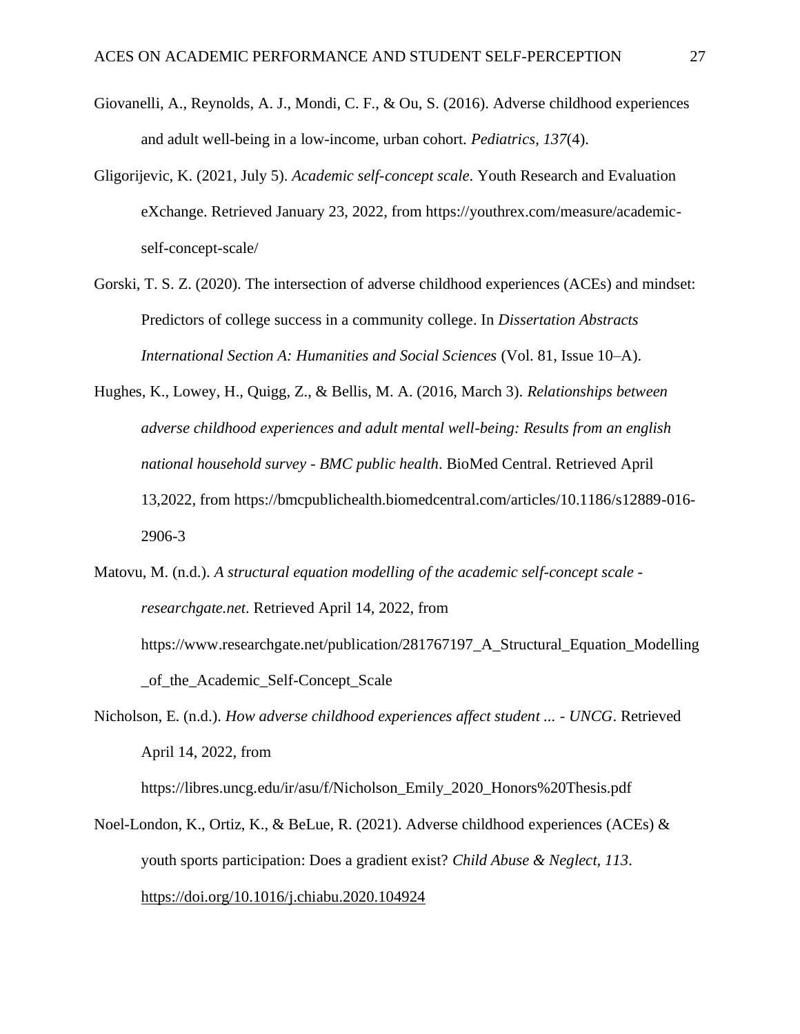Giovanelli, A., Reynolds, A. J., Mondi, C. F., & Ou, S. (2016). Adverse childhood experiences and adult well-being in a low-income, urban cohort. *Pediatrics, 137*(4).

Gligorijevic, K. (2021, July 5). *Academic self-concept scale*. Youth Research and Evaluation eXchange. Retrieved January 23, 2022, from https://youthrex.com/measure/academic-self-concept-scale/

Gorski, T. S. Z. (2020). The intersection of adverse childhood experiences (ACEs) and mindset: Predictors of college success in a community college. In *Dissertation Abstracts International Section A: Humanities and Social Sciences* (Vol. 81, Issue 10–A).

Hughes, K., Lowey, H., Quigg, Z., & Bellis, M. A. (2016, March 3). *Relationships between adverse childhood experiences and adult mental well-being: Results from an english national household survey - BMC public health*. BioMed Central. Retrieved April 13,2022, from https://bmcpublichealth.biomedcentral.com/articles/10.1186/s12889-016-2906-3

Matovu, M. (n.d.). *A structural equation modelling of the academic self-concept scale - researchgate.net*. Retrieved April 14, 2022, from https://www.researchgate.net/publication/281767197_A_Structural_Equation_Modelling_of_the_Academic_Self-Concept_Scale

Nicholson, E. (n.d.). *How adverse childhood experiences affect student ... - UNCG*. Retrieved April 14, 2022, from https://libres.uncg.edu/ir/asu/f/Nicholson_Emily_2020_Honors%20Thesis.pdf

Noel-London, K., Ortiz, K., & BeLue, R. (2021). Adverse childhood experiences (ACEs) & youth sports participation: Does a gradient exist? *Child Abuse & Neglect, 113*. https://doi.org/10.1016/j.chiabu.2020.104924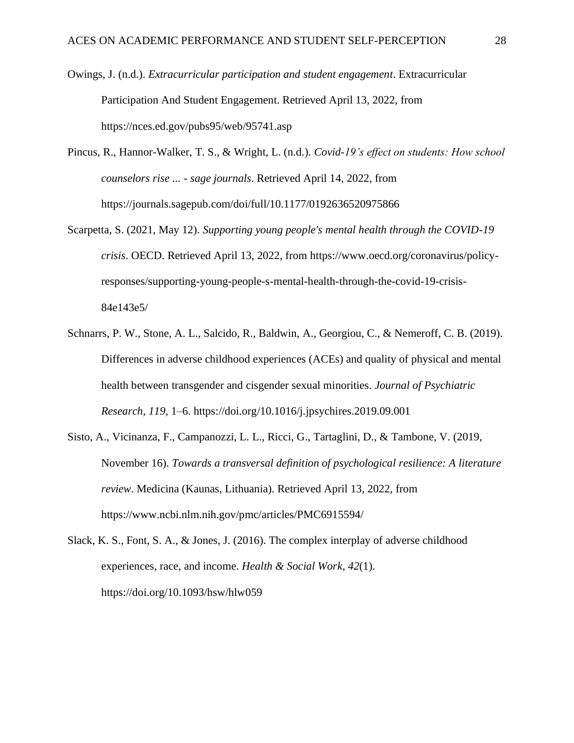Owings, J. (n.d.). *Extracurricular participation and student engagement*. Extracurricular Participation And Student Engagement. Retrieved April 13, 2022, from https://nces.ed.gov/pubs95/web/95741.asp

Pincus, R., Hannor-Walker, T. S., & Wright, L. (n.d.). *Covid-19's effect on students: How school counselors rise ... - sage journals*. Retrieved April 14, 2022, from https://journals.sagepub.com/doi/full/10.1177/0192636520975866

Scarpetta, S. (2021, May 12). *Supporting young people's mental health through the COVID-19 crisis*. OECD. Retrieved April 13, 2022, from https://www.oecd.org/coronavirus/policy-responses/supporting-young-people-s-mental-health-through-the-covid-19-crisis-84e143e5/

Schnarrs, P. W., Stone, A. L., Salcido, R., Baldwin, A., Georgiou, C., & Nemeroff, C. B. (2019). Differences in adverse childhood experiences (ACEs) and quality of physical and mental health between transgender and cisgender sexual minorities. *Journal of Psychiatric Research*, *119*, 1–6. https://doi.org/10.1016/j.jpsychires.2019.09.001

Sisto, A., Vicinanza, F., Campanozzi, L. L., Ricci, G., Tartaglini, D., & Tambone, V. (2019, November 16). *Towards a transversal definition of psychological resilience: A literature review*. Medicina (Kaunas, Lithuania). Retrieved April 13, 2022, from https://www.ncbi.nlm.nih.gov/pmc/articles/PMC6915594/

Slack, K. S., Font, S. A., & Jones, J. (2016). The complex interplay of adverse childhood experiences, race, and income. *Health & Social Work*, *42*(1). https://doi.org/10.1093/hsw/hlw059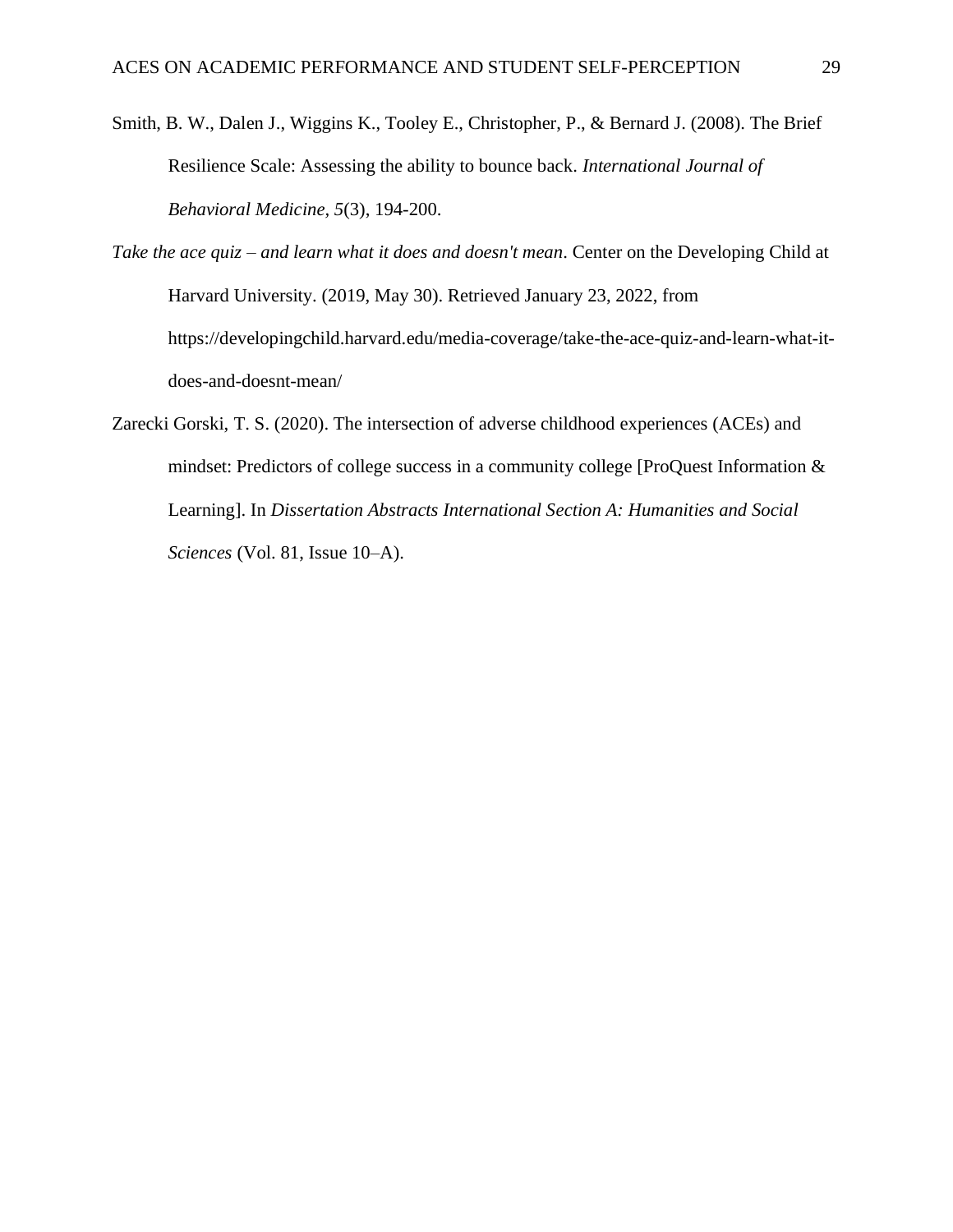Smith, B. W., Dalen J., Wiggins K., Tooley E., Christopher, P., & Bernard J. (2008). The Brief Resilience Scale: Assessing the ability to bounce back. *International Journal of Behavioral Medicine*, *5*(3), 194-200.

*Take the ace quiz – and learn what it does and doesn't mean*. Center on the Developing Child at Harvard University. (2019, May 30). Retrieved January 23, 2022, from https://developingchild.harvard.edu/media-coverage/take-the-ace-quiz-and-learn-what-it-does-and-doesnt-mean/

Zarecki Gorski, T. S. (2020). The intersection of adverse childhood experiences (ACEs) and mindset: Predictors of college success in a community college [ProQuest Information & Learning]. In *Dissertation Abstracts International Section A: Humanities and Social Sciences* (Vol. 81, Issue 10–A).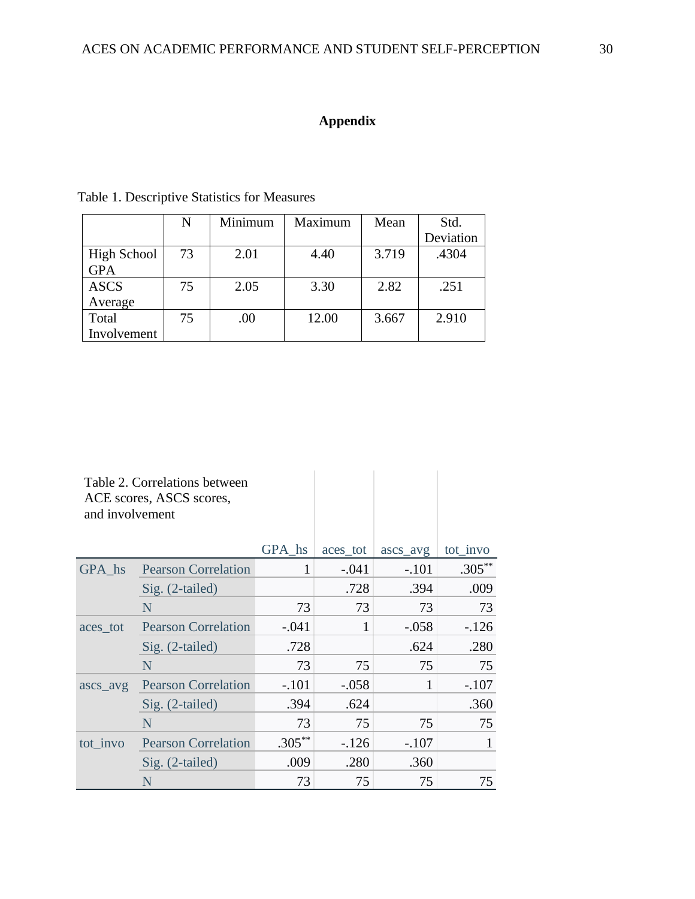# Appendix

Table 1. Descriptive Statistics for Measures

| | N | Minimum | Maximum | Mean | Std. Deviation |
|---|---|---|---|---|---|
| High School GPA | 73 | 2.01 | 4.40 | 3.719 | .4304 |
| ASCS Average | 75 | 2.05 | 3.30 | 2.82 | .251 |
| Total Involvement | 75 | .00 | 12.00 | 3.667 | 2.910 |

Table 2. Correlations between ACE scores, ASCS scores, and involvement

| | | GPA_hs | aces_tot | ascs_avg | tot_invo |
|---|---|---|---|---|---|
| GPA_hs | Pearson Correlation | 1 | -.041 | -.101 | .305** |
| | Sig. (2-tailed) | | .728 | .394 | .009 |
| | N | 73 | 73 | 73 | 73 |
| aces_tot | Pearson Correlation | -.041 | 1 | -.058 | -.126 |
| | Sig. (2-tailed) | .728 | | .624 | .280 |
| | N | 73 | 75 | 75 | 75 |
| ascs_avg | Pearson Correlation | -.101 | -.058 | 1 | -.107 |
| | Sig. (2-tailed) | .394 | .624 | | .360 |
| | N | 73 | 75 | 75 | 75 |
| tot_invo | Pearson Correlation | .305** | -.126 | -.107 | 1 |
| | Sig. (2-tailed) | .009 | .280 | .360 | |
| | N | 73 | 75 | 75 | 75 |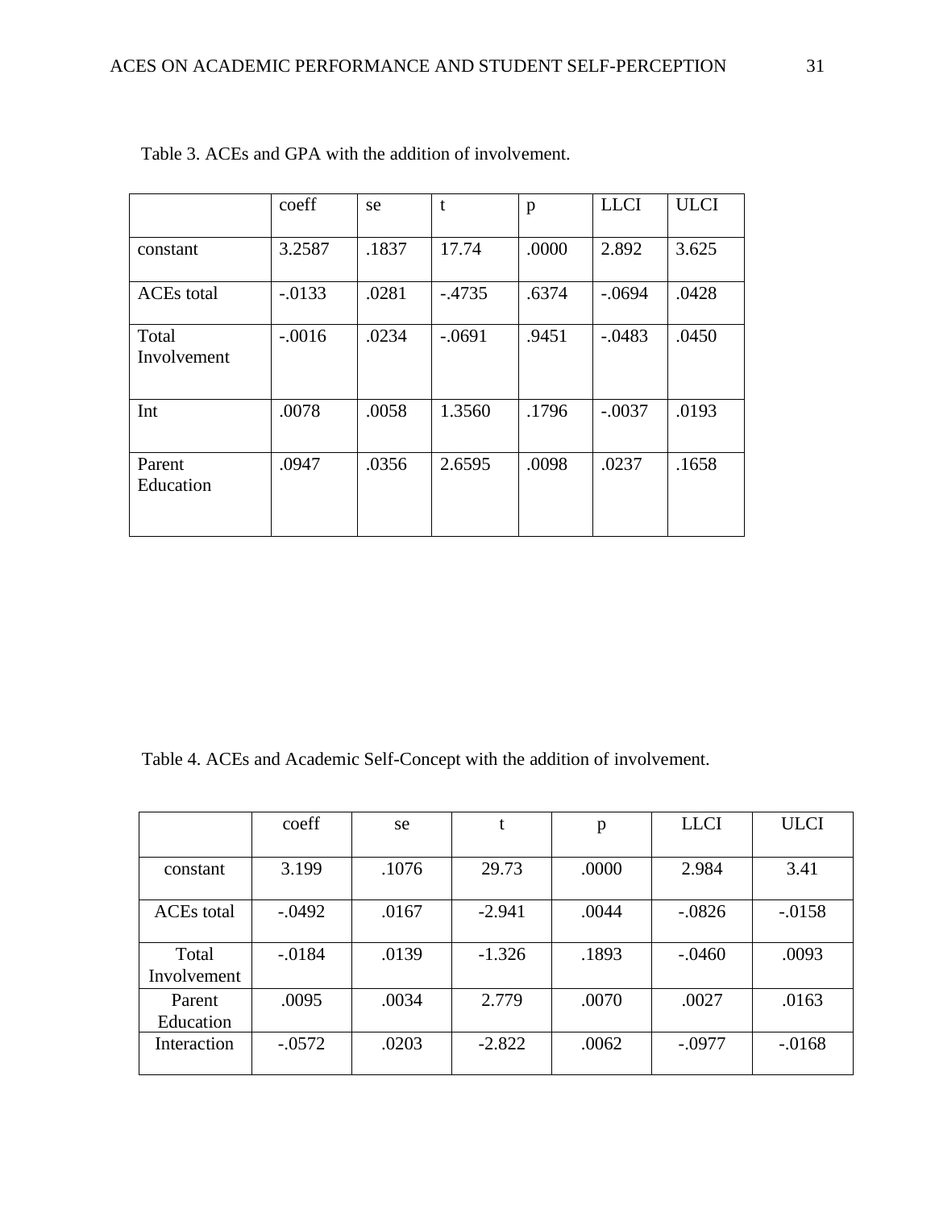Table 3. ACEs and GPA with the addition of involvement.

| | coeff | se | t | p | LLCI | ULCI |
|---|---|---|---|---|---|---|
| constant | 3.2587 | .1837 | 17.74 | .0000 | 2.892 | 3.625 |
| ACEs total | -.0133 | .0281 | -.4735 | .6374 | -.0694 | .0428 |
| Total Involvement | -.0016 | .0234 | -.0691 | .9451 | -.0483 | .0450 |
| Int | .0078 | .0058 | 1.3560 | .1796 | -.0037 | .0193 |
| Parent Education | .0947 | .0356 | 2.6595 | .0098 | .0237 | .1658 |

Table 4. ACEs and Academic Self-Concept with the addition of involvement.

| | coeff | se | t | p | LLCI | ULCI |
|---|---|---|---|---|---|---|
| constant | 3.199 | .1076 | 29.73 | .0000 | 2.984 | 3.41 |
| ACEs total | -.0492 | .0167 | -2.941 | .0044 | -.0826 | -.0158 |
| Total Involvement | -.0184 | .0139 | -1.326 | .1893 | -.0460 | .0093 |
| Parent Education | .0095 | .0034 | 2.779 | .0070 | .0027 | .0163 |
| Interaction | -.0572 | .0203 | -2.822 | .0062 | -.0977 | -.0168 |